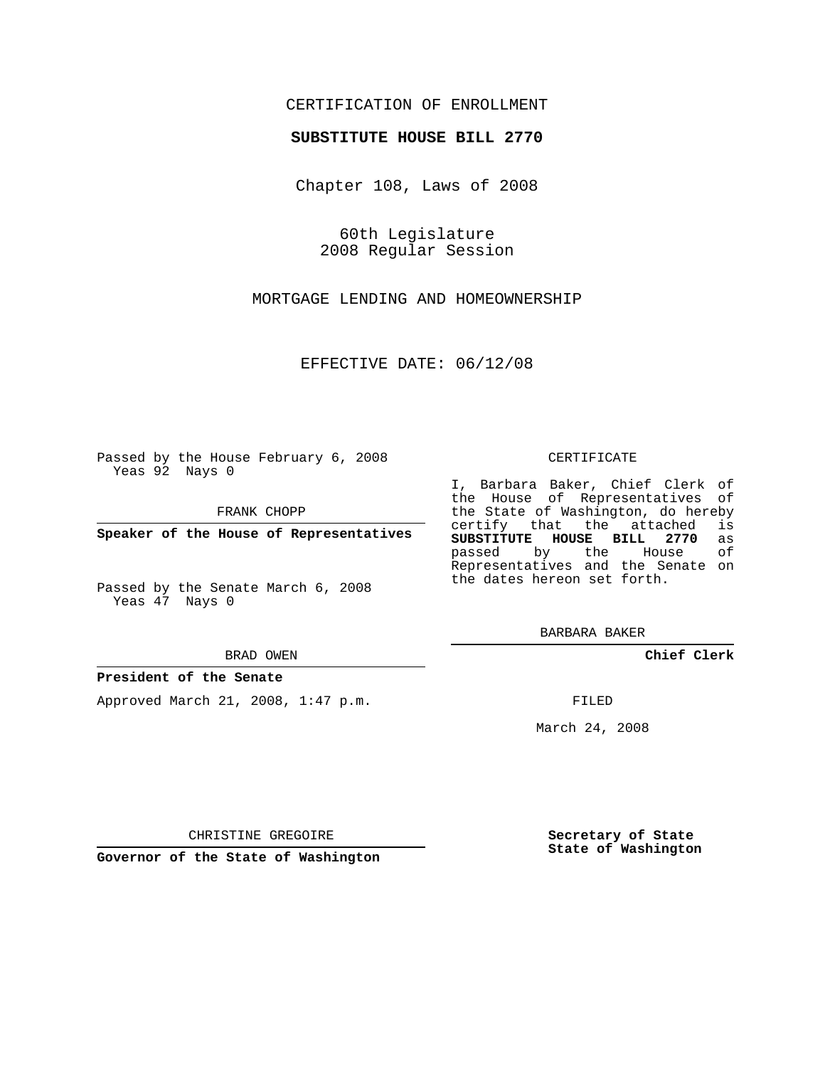CERTIFICATION OF ENROLLMENT

**SUBSTITUTE HOUSE BILL 2770**

Chapter 108, Laws of 2008

60th Legislature
2008 Regular Session

MORTGAGE LENDING AND HOMEOWNERSHIP

EFFECTIVE DATE: 06/12/08

Passed by the House February 6, 2008
Yeas 92 Nays 0

FRANK CHOPP

**Speaker of the House of Representatives**

Passed by the Senate March 6, 2008
Yeas 47 Nays 0

BRAD OWEN

**President of the Senate**

Approved March 21, 2008, 1:47 p.m.

CHRISTINE GREGOIRE

**Governor of the State of Washington**

CERTIFICATE

I, Barbara Baker, Chief Clerk of the House of Representatives of the State of Washington, do hereby certify that the attached is **SUBSTITUTE HOUSE BILL 2770** as passed by the House of Representatives and the Senate on the dates hereon set forth.

BARBARA BAKER

**Chief Clerk**

FILED

March 24, 2008

**Secretary of State**
**State of Washington**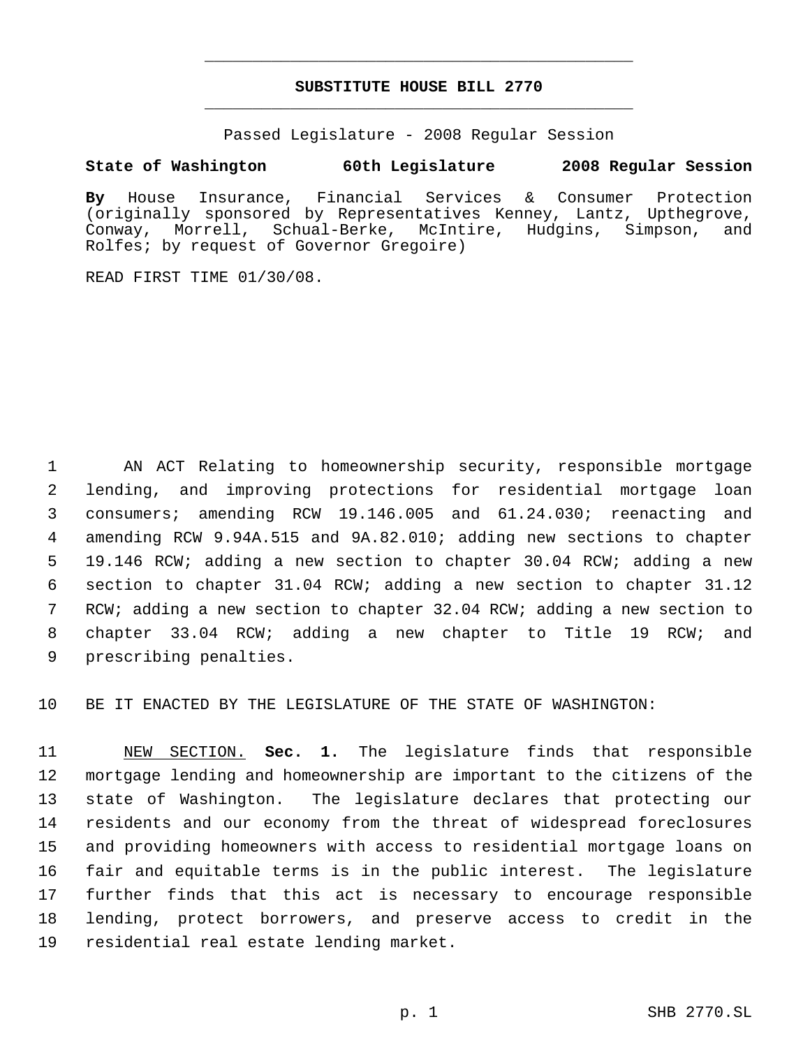# SUBSTITUTE HOUSE BILL 2770

Passed Legislature - 2008 Regular Session

**State of Washington 60th Legislature 2008 Regular Session**

**By** House Insurance, Financial Services & Consumer Protection (originally sponsored by Representatives Kenney, Lantz, Upthegrove, Conway, Morrell, Schual-Berke, McIntire, Hudgins, Simpson, and Rolfes; by request of Governor Gregoire)

READ FIRST TIME 01/30/08.

AN ACT Relating to homeownership security, responsible mortgage lending, and improving protections for residential mortgage loan consumers; amending RCW 19.146.005 and 61.24.030; reenacting and amending RCW 9.94A.515 and 9A.82.010; adding new sections to chapter 19.146 RCW; adding a new section to chapter 30.04 RCW; adding a new section to chapter 31.04 RCW; adding a new section to chapter 31.12 RCW; adding a new section to chapter 32.04 RCW; adding a new section to chapter 33.04 RCW; adding a new chapter to Title 19 RCW; and prescribing penalties.

BE IT ENACTED BY THE LEGISLATURE OF THE STATE OF WASHINGTON:

NEW SECTION. **Sec. 1.** The legislature finds that responsible mortgage lending and homeownership are important to the citizens of the state of Washington. The legislature declares that protecting our residents and our economy from the threat of widespread foreclosures and providing homeowners with access to residential mortgage loans on fair and equitable terms is in the public interest. The legislature further finds that this act is necessary to encourage responsible lending, protect borrowers, and preserve access to credit in the residential real estate lending market.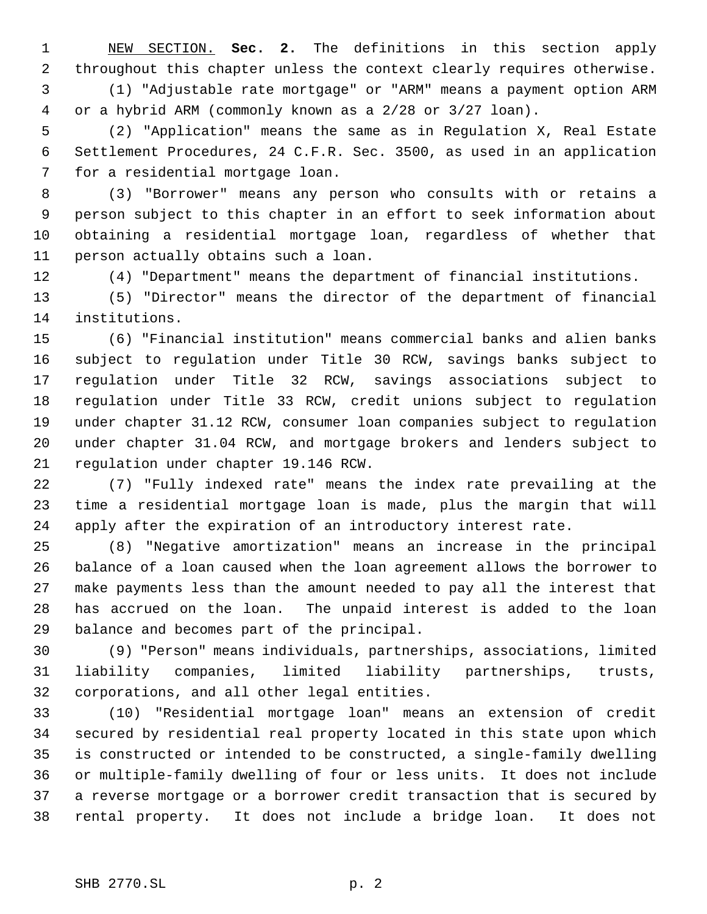NEW SECTION. **Sec. 2.** The definitions in this section apply throughout this chapter unless the context clearly requires otherwise.

(1) "Adjustable rate mortgage" or "ARM" means a payment option ARM or a hybrid ARM (commonly known as a 2/28 or 3/27 loan).

(2) "Application" means the same as in Regulation X, Real Estate Settlement Procedures, 24 C.F.R. Sec. 3500, as used in an application for a residential mortgage loan.

(3) "Borrower" means any person who consults with or retains a person subject to this chapter in an effort to seek information about obtaining a residential mortgage loan, regardless of whether that person actually obtains such a loan.

(4) "Department" means the department of financial institutions.

(5) "Director" means the director of the department of financial institutions.

(6) "Financial institution" means commercial banks and alien banks subject to regulation under Title 30 RCW, savings banks subject to regulation under Title 32 RCW, savings associations subject to regulation under Title 33 RCW, credit unions subject to regulation under chapter 31.12 RCW, consumer loan companies subject to regulation under chapter 31.04 RCW, and mortgage brokers and lenders subject to regulation under chapter 19.146 RCW.

(7) "Fully indexed rate" means the index rate prevailing at the time a residential mortgage loan is made, plus the margin that will apply after the expiration of an introductory interest rate.

(8) "Negative amortization" means an increase in the principal balance of a loan caused when the loan agreement allows the borrower to make payments less than the amount needed to pay all the interest that has accrued on the loan. The unpaid interest is added to the loan balance and becomes part of the principal.

(9) "Person" means individuals, partnerships, associations, limited liability companies, limited liability partnerships, trusts, corporations, and all other legal entities.

(10) "Residential mortgage loan" means an extension of credit secured by residential real property located in this state upon which is constructed or intended to be constructed, a single-family dwelling or multiple-family dwelling of four or less units. It does not include a reverse mortgage or a borrower credit transaction that is secured by rental property. It does not include a bridge loan. It does not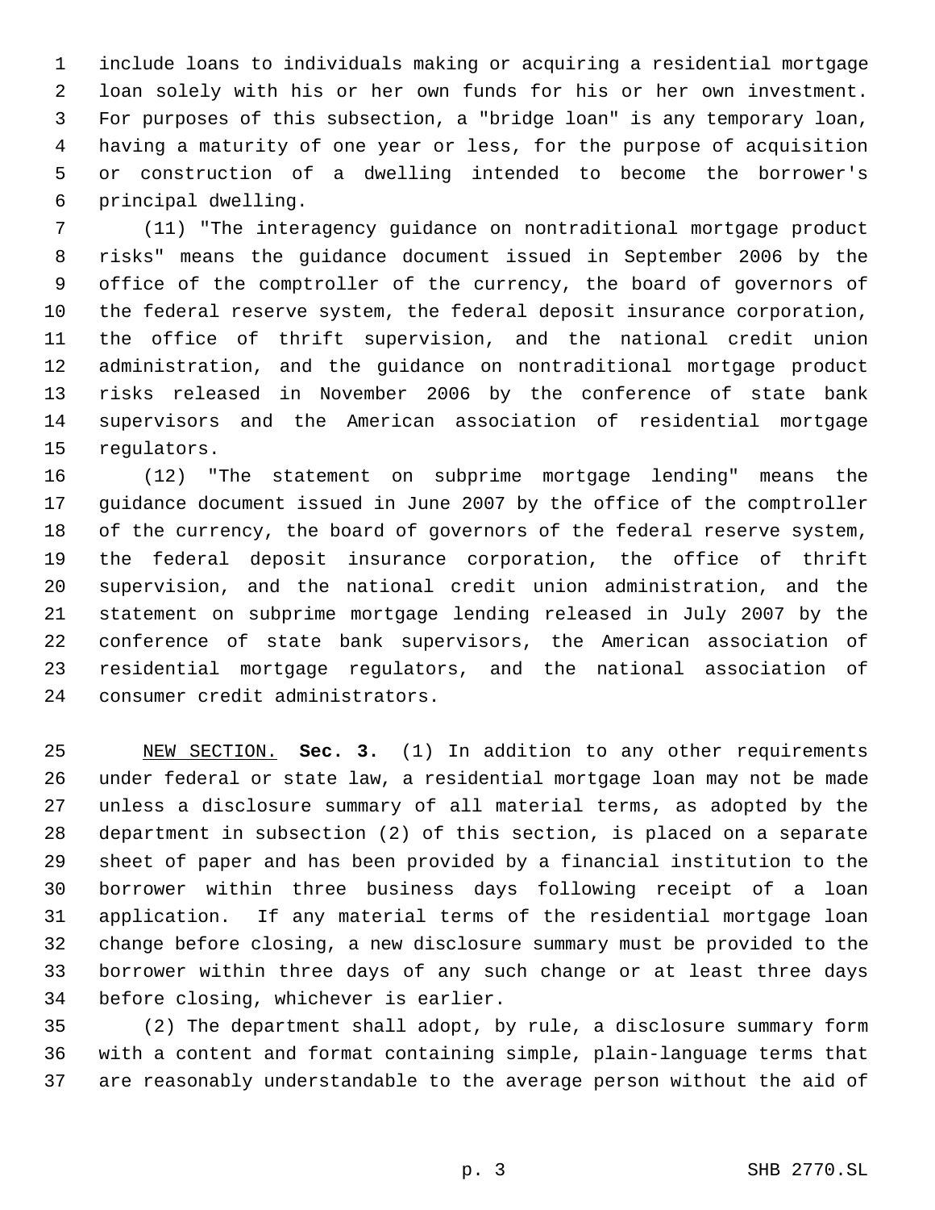include loans to individuals making or acquiring a residential mortgage loan solely with his or her own funds for his or her own investment. For purposes of this subsection, a "bridge loan" is any temporary loan, having a maturity of one year or less, for the purpose of acquisition or construction of a dwelling intended to become the borrower's principal dwelling.

(11) "The interagency guidance on nontraditional mortgage product risks" means the guidance document issued in September 2006 by the office of the comptroller of the currency, the board of governors of the federal reserve system, the federal deposit insurance corporation, the office of thrift supervision, and the national credit union administration, and the guidance on nontraditional mortgage product risks released in November 2006 by the conference of state bank supervisors and the American association of residential mortgage regulators.

(12) "The statement on subprime mortgage lending" means the guidance document issued in June 2007 by the office of the comptroller of the currency, the board of governors of the federal reserve system, the federal deposit insurance corporation, the office of thrift supervision, and the national credit union administration, and the statement on subprime mortgage lending released in July 2007 by the conference of state bank supervisors, the American association of residential mortgage regulators, and the national association of consumer credit administrators.

NEW SECTION. **Sec. 3.** (1) In addition to any other requirements under federal or state law, a residential mortgage loan may not be made unless a disclosure summary of all material terms, as adopted by the department in subsection (2) of this section, is placed on a separate sheet of paper and has been provided by a financial institution to the borrower within three business days following receipt of a loan application. If any material terms of the residential mortgage loan change before closing, a new disclosure summary must be provided to the borrower within three days of any such change or at least three days before closing, whichever is earlier.

(2) The department shall adopt, by rule, a disclosure summary form with a content and format containing simple, plain-language terms that are reasonably understandable to the average person without the aid of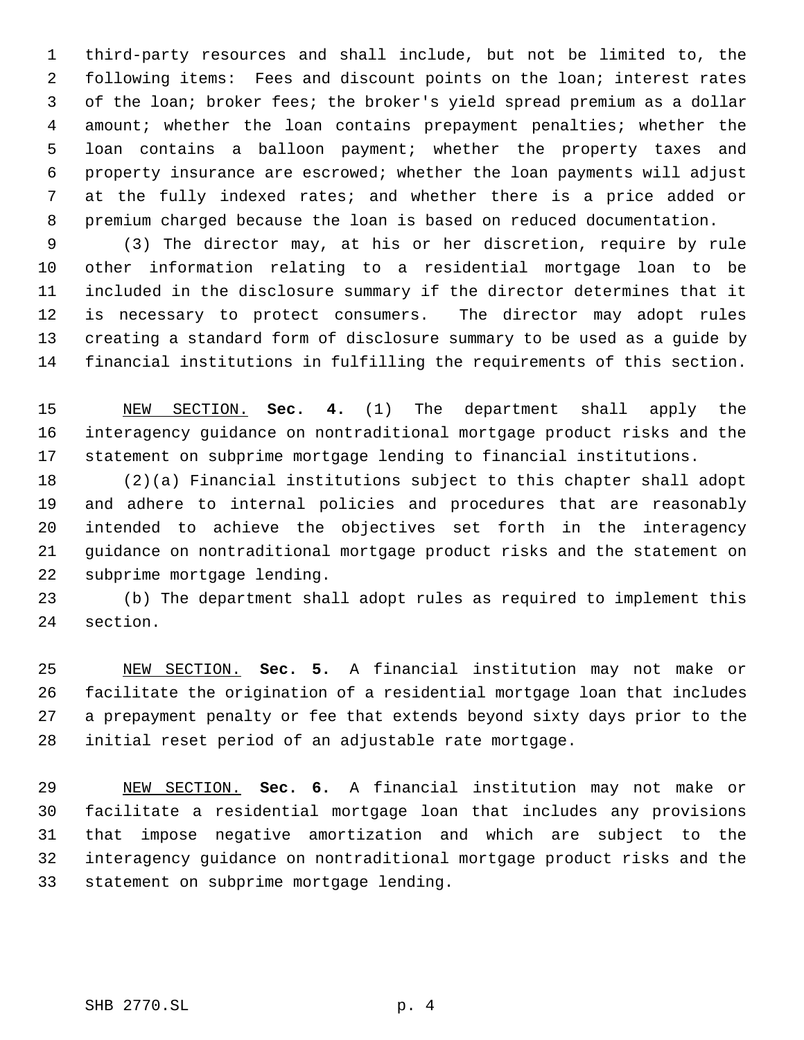third-party resources and shall include, but not be limited to, the following items: Fees and discount points on the loan; interest rates of the loan; broker fees; the broker's yield spread premium as a dollar amount; whether the loan contains prepayment penalties; whether the loan contains a balloon payment; whether the property taxes and property insurance are escrowed; whether the loan payments will adjust at the fully indexed rates; and whether there is a price added or premium charged because the loan is based on reduced documentation.

(3) The director may, at his or her discretion, require by rule other information relating to a residential mortgage loan to be included in the disclosure summary if the director determines that it is necessary to protect consumers. The director may adopt rules creating a standard form of disclosure summary to be used as a guide by financial institutions in fulfilling the requirements of this section.

NEW SECTION. **Sec. 4.** (1) The department shall apply the interagency guidance on nontraditional mortgage product risks and the statement on subprime mortgage lending to financial institutions.

(2)(a) Financial institutions subject to this chapter shall adopt and adhere to internal policies and procedures that are reasonably intended to achieve the objectives set forth in the interagency guidance on nontraditional mortgage product risks and the statement on subprime mortgage lending.

(b) The department shall adopt rules as required to implement this section.

NEW SECTION. **Sec. 5.** A financial institution may not make or facilitate the origination of a residential mortgage loan that includes a prepayment penalty or fee that extends beyond sixty days prior to the initial reset period of an adjustable rate mortgage.

NEW SECTION. **Sec. 6.** A financial institution may not make or facilitate a residential mortgage loan that includes any provisions that impose negative amortization and which are subject to the interagency guidance on nontraditional mortgage product risks and the statement on subprime mortgage lending.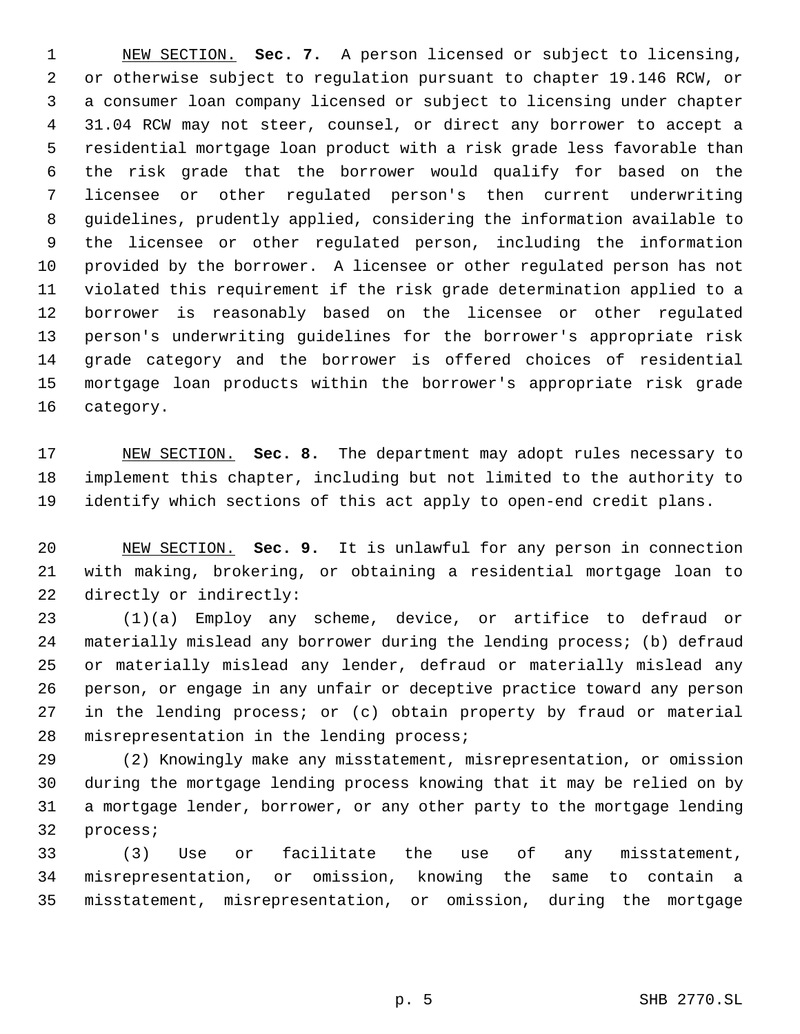NEW SECTION. **Sec. 7.** A person licensed or subject to licensing, or otherwise subject to regulation pursuant to chapter 19.146 RCW, or a consumer loan company licensed or subject to licensing under chapter 31.04 RCW may not steer, counsel, or direct any borrower to accept a residential mortgage loan product with a risk grade less favorable than the risk grade that the borrower would qualify for based on the licensee or other regulated person's then current underwriting guidelines, prudently applied, considering the information available to the licensee or other regulated person, including the information provided by the borrower. A licensee or other regulated person has not violated this requirement if the risk grade determination applied to a borrower is reasonably based on the licensee or other regulated person's underwriting guidelines for the borrower's appropriate risk grade category and the borrower is offered choices of residential mortgage loan products within the borrower's appropriate risk grade category.

NEW SECTION. **Sec. 8.** The department may adopt rules necessary to implement this chapter, including but not limited to the authority to identify which sections of this act apply to open-end credit plans.

NEW SECTION. **Sec. 9.** It is unlawful for any person in connection with making, brokering, or obtaining a residential mortgage loan to directly or indirectly:

(1)(a) Employ any scheme, device, or artifice to defraud or materially mislead any borrower during the lending process; (b) defraud or materially mislead any lender, defraud or materially mislead any person, or engage in any unfair or deceptive practice toward any person in the lending process; or (c) obtain property by fraud or material misrepresentation in the lending process;

(2) Knowingly make any misstatement, misrepresentation, or omission during the mortgage lending process knowing that it may be relied on by a mortgage lender, borrower, or any other party to the mortgage lending process;

(3) Use or facilitate the use of any misstatement, misrepresentation, or omission, knowing the same to contain a misstatement, misrepresentation, or omission, during the mortgage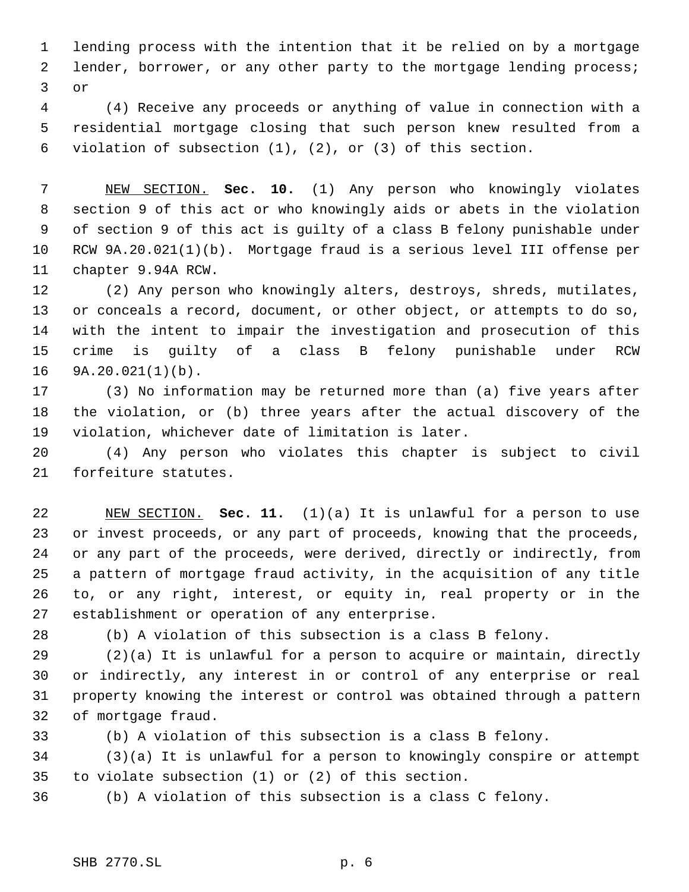lending process with the intention that it be relied on by a mortgage lender, borrower, or any other party to the mortgage lending process; or

(4) Receive any proceeds or anything of value in connection with a residential mortgage closing that such person knew resulted from a violation of subsection (1), (2), or (3) of this section.

NEW SECTION. **Sec. 10.** (1) Any person who knowingly violates section 9 of this act or who knowingly aids or abets in the violation of section 9 of this act is guilty of a class B felony punishable under RCW 9A.20.021(1)(b). Mortgage fraud is a serious level III offense per chapter 9.94A RCW.

(2) Any person who knowingly alters, destroys, shreds, mutilates, or conceals a record, document, or other object, or attempts to do so, with the intent to impair the investigation and prosecution of this crime is guilty of a class B felony punishable under RCW 9A.20.021(1)(b).

(3) No information may be returned more than (a) five years after the violation, or (b) three years after the actual discovery of the violation, whichever date of limitation is later.

(4) Any person who violates this chapter is subject to civil forfeiture statutes.

NEW SECTION. **Sec. 11.** (1)(a) It is unlawful for a person to use or invest proceeds, or any part of proceeds, knowing that the proceeds, or any part of the proceeds, were derived, directly or indirectly, from a pattern of mortgage fraud activity, in the acquisition of any title to, or any right, interest, or equity in, real property or in the establishment or operation of any enterprise.

(b) A violation of this subsection is a class B felony.

(2)(a) It is unlawful for a person to acquire or maintain, directly or indirectly, any interest in or control of any enterprise or real property knowing the interest or control was obtained through a pattern of mortgage fraud.

(b) A violation of this subsection is a class B felony.

(3)(a) It is unlawful for a person to knowingly conspire or attempt to violate subsection (1) or (2) of this section.

(b) A violation of this subsection is a class C felony.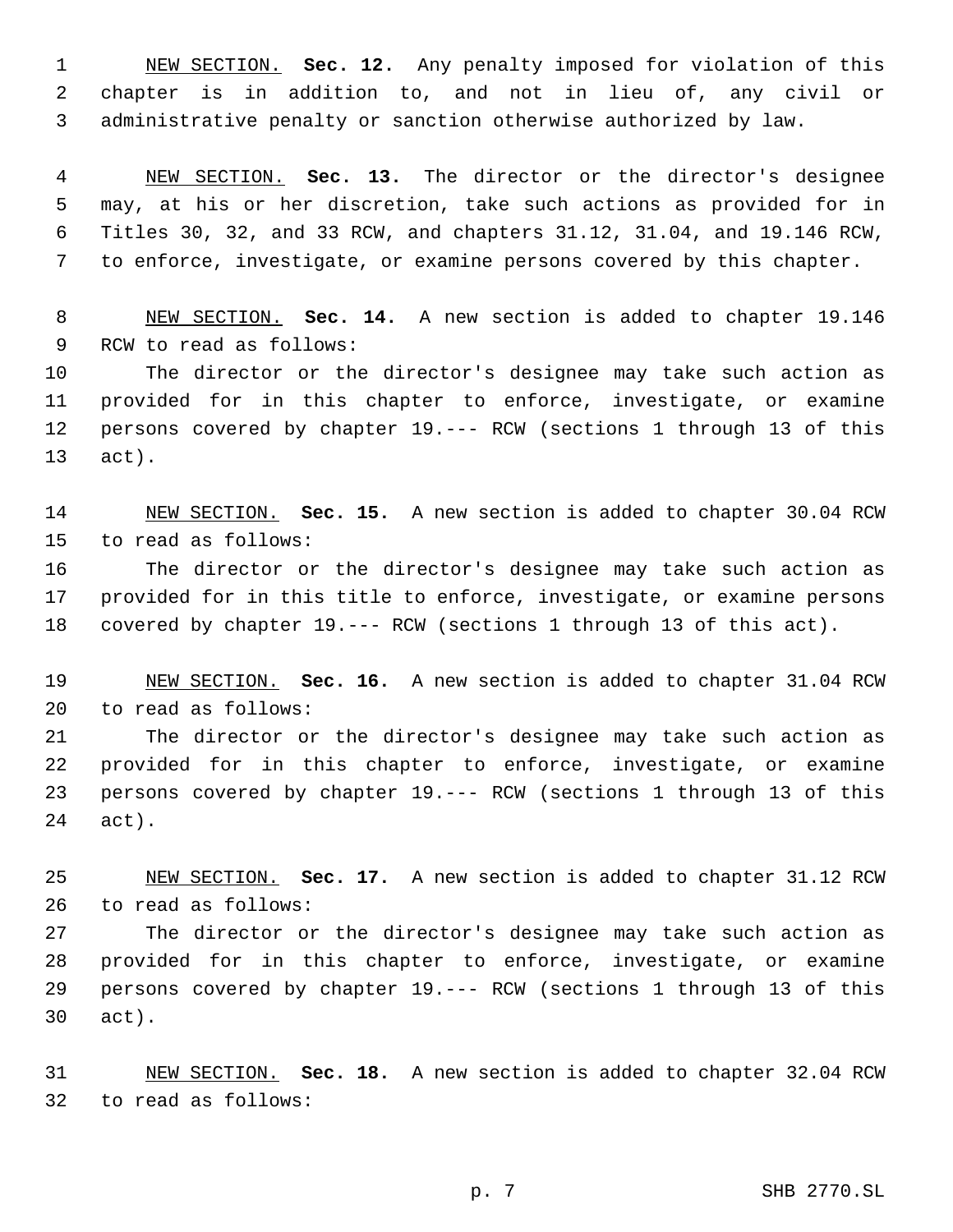NEW SECTION. **Sec. 12.** Any penalty imposed for violation of this chapter is in addition to, and not in lieu of, any civil or administrative penalty or sanction otherwise authorized by law.

NEW SECTION. **Sec. 13.** The director or the director's designee may, at his or her discretion, take such actions as provided for in Titles 30, 32, and 33 RCW, and chapters 31.12, 31.04, and 19.146 RCW, to enforce, investigate, or examine persons covered by this chapter.

NEW SECTION. **Sec. 14.** A new section is added to chapter 19.146 RCW to read as follows:

The director or the director's designee may take such action as provided for in this chapter to enforce, investigate, or examine persons covered by chapter 19.--- RCW (sections 1 through 13 of this act).

NEW SECTION. **Sec. 15.** A new section is added to chapter 30.04 RCW to read as follows:

The director or the director's designee may take such action as provided for in this title to enforce, investigate, or examine persons covered by chapter 19.--- RCW (sections 1 through 13 of this act).

NEW SECTION. **Sec. 16.** A new section is added to chapter 31.04 RCW to read as follows:

The director or the director's designee may take such action as provided for in this chapter to enforce, investigate, or examine persons covered by chapter 19.--- RCW (sections 1 through 13 of this act).

NEW SECTION. **Sec. 17.** A new section is added to chapter 31.12 RCW to read as follows:

The director or the director's designee may take such action as provided for in this chapter to enforce, investigate, or examine persons covered by chapter 19.--- RCW (sections 1 through 13 of this act).

NEW SECTION. **Sec. 18.** A new section is added to chapter 32.04 RCW to read as follows: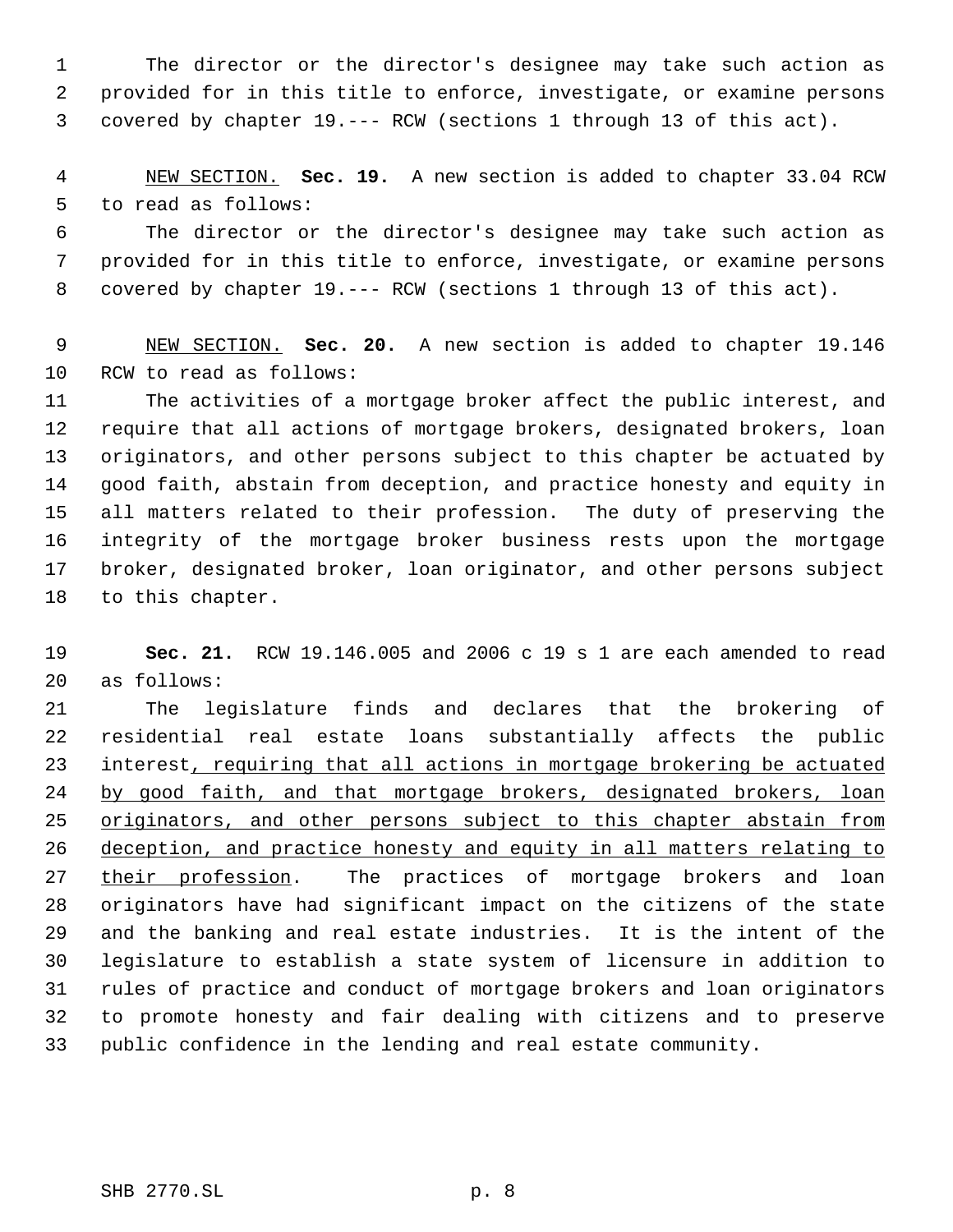The director or the director's designee may take such action as provided for in this title to enforce, investigate, or examine persons covered by chapter 19.--- RCW (sections 1 through 13 of this act).

<u>NEW SECTION.</u> **Sec. 19.** A new section is added to chapter 33.04 RCW to read as follows:

The director or the director's designee may take such action as provided for in this title to enforce, investigate, or examine persons covered by chapter 19.--- RCW (sections 1 through 13 of this act).

<u>NEW SECTION.</u> **Sec. 20.** A new section is added to chapter 19.146 RCW to read as follows:

The activities of a mortgage broker affect the public interest, and require that all actions of mortgage brokers, designated brokers, loan originators, and other persons subject to this chapter be actuated by good faith, abstain from deception, and practice honesty and equity in all matters related to their profession. The duty of preserving the integrity of the mortgage broker business rests upon the mortgage broker, designated broker, loan originator, and other persons subject to this chapter.

**Sec. 21.** RCW 19.146.005 and 2006 c 19 s 1 are each amended to read as follows:

The legislature finds and declares that the brokering of residential real estate loans substantially affects the public interest<u>, requiring that all actions in mortgage brokering be actuated by good faith, and that mortgage brokers, designated brokers, loan originators, and other persons subject to this chapter abstain from deception, and practice honesty and equity in all matters relating to their profession</u>. The practices of mortgage brokers and loan originators have had significant impact on the citizens of the state and the banking and real estate industries. It is the intent of the legislature to establish a state system of licensure in addition to rules of practice and conduct of mortgage brokers and loan originators to promote honesty and fair dealing with citizens and to preserve public confidence in the lending and real estate community.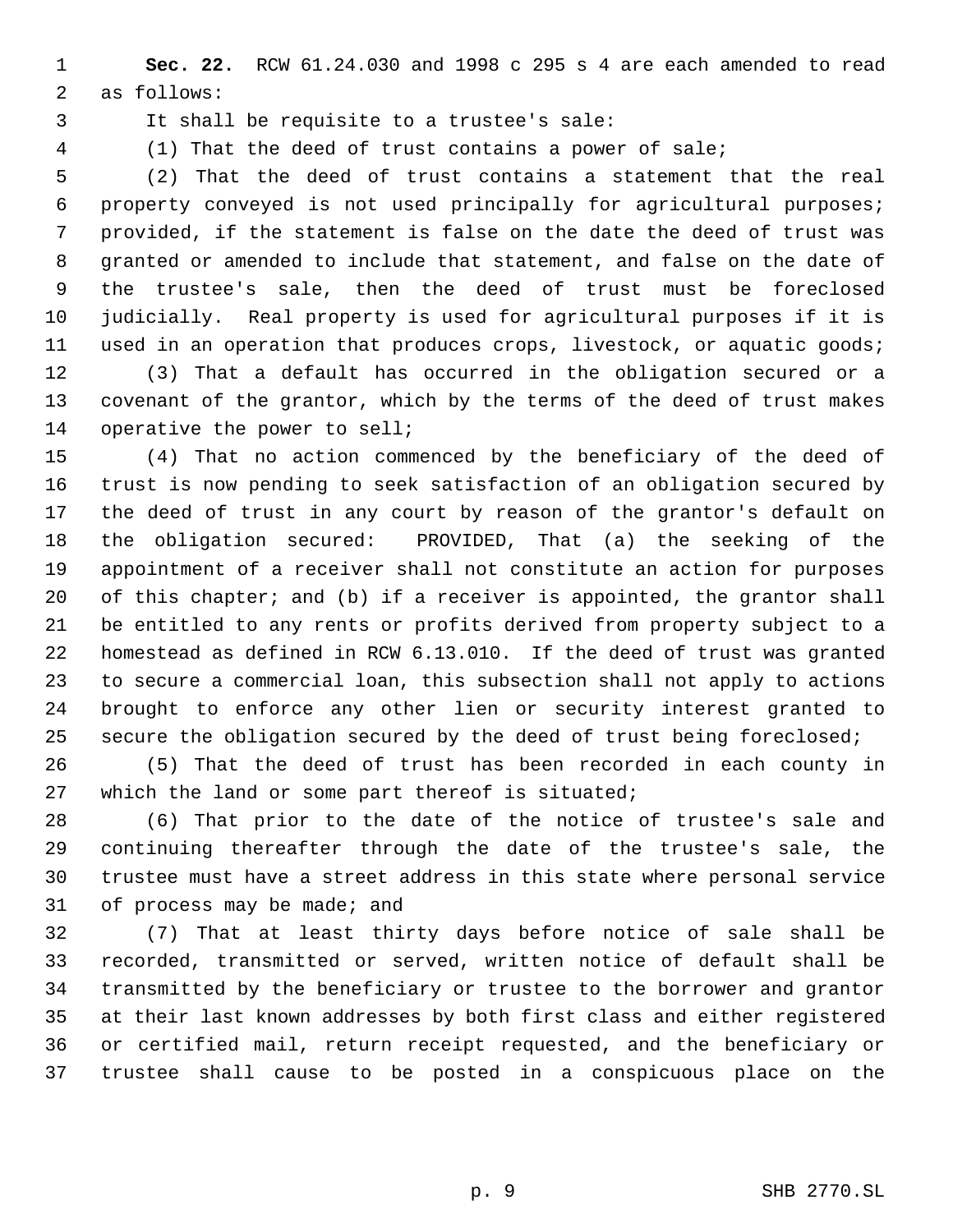**Sec. 22.** RCW 61.24.030 and 1998 c 295 s 4 are each amended to read as follows:

It shall be requisite to a trustee's sale:

(1) That the deed of trust contains a power of sale;

(2) That the deed of trust contains a statement that the real property conveyed is not used principally for agricultural purposes; provided, if the statement is false on the date the deed of trust was granted or amended to include that statement, and false on the date of the trustee's sale, then the deed of trust must be foreclosed judicially. Real property is used for agricultural purposes if it is used in an operation that produces crops, livestock, or aquatic goods;

(3) That a default has occurred in the obligation secured or a covenant of the grantor, which by the terms of the deed of trust makes operative the power to sell;

(4) That no action commenced by the beneficiary of the deed of trust is now pending to seek satisfaction of an obligation secured by the deed of trust in any court by reason of the grantor's default on the obligation secured: PROVIDED, That (a) the seeking of the appointment of a receiver shall not constitute an action for purposes of this chapter; and (b) if a receiver is appointed, the grantor shall be entitled to any rents or profits derived from property subject to a homestead as defined in RCW 6.13.010. If the deed of trust was granted to secure a commercial loan, this subsection shall not apply to actions brought to enforce any other lien or security interest granted to secure the obligation secured by the deed of trust being foreclosed;

(5) That the deed of trust has been recorded in each county in which the land or some part thereof is situated;

(6) That prior to the date of the notice of trustee's sale and continuing thereafter through the date of the trustee's sale, the trustee must have a street address in this state where personal service of process may be made; and

(7) That at least thirty days before notice of sale shall be recorded, transmitted or served, written notice of default shall be transmitted by the beneficiary or trustee to the borrower and grantor at their last known addresses by both first class and either registered or certified mail, return receipt requested, and the beneficiary or trustee shall cause to be posted in a conspicuous place on the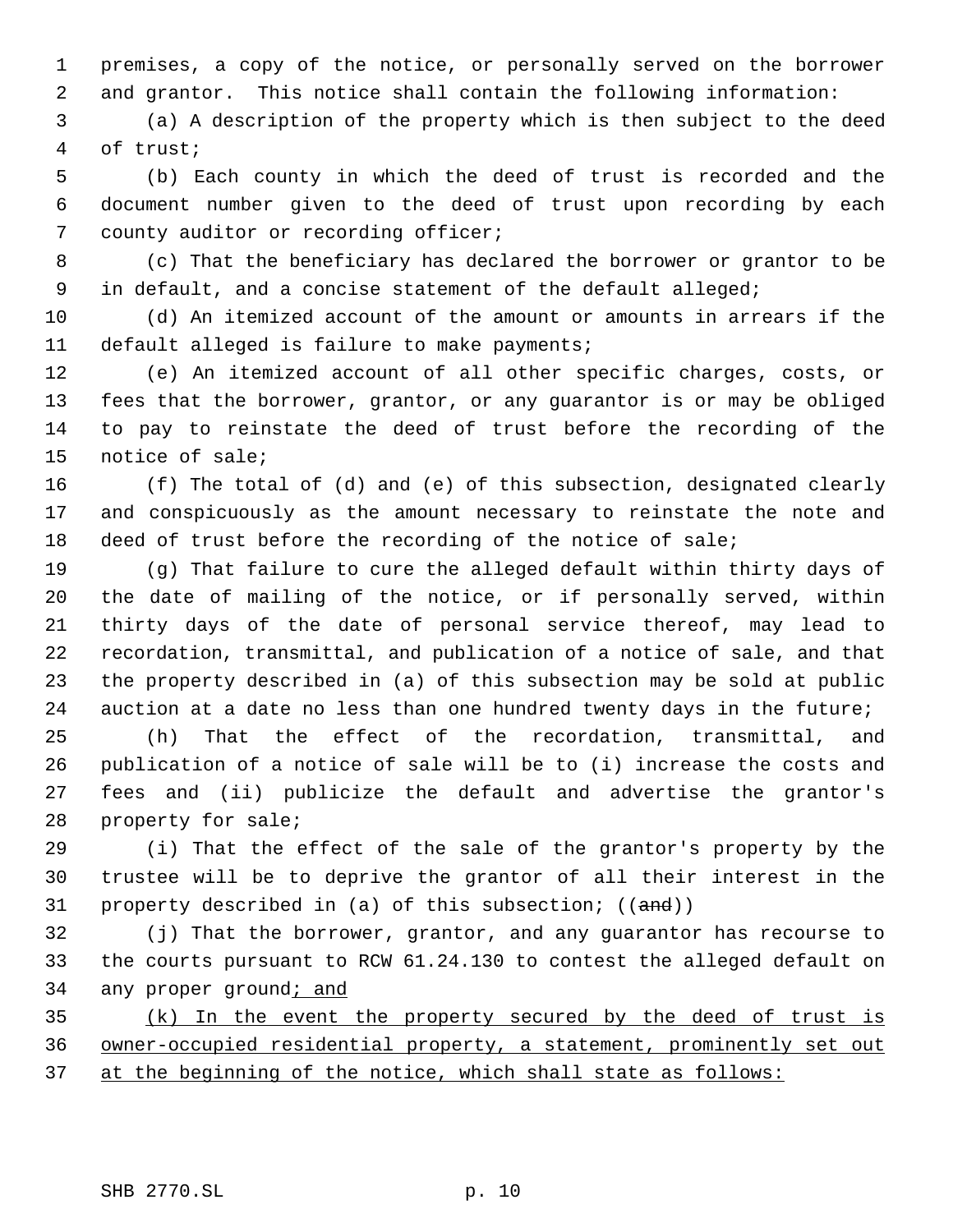premises, a copy of the notice, or personally served on the borrower and grantor. This notice shall contain the following information:

(a) A description of the property which is then subject to the deed of trust;

(b) Each county in which the deed of trust is recorded and the document number given to the deed of trust upon recording by each county auditor or recording officer;

(c) That the beneficiary has declared the borrower or grantor to be in default, and a concise statement of the default alleged;

(d) An itemized account of the amount or amounts in arrears if the default alleged is failure to make payments;

(e) An itemized account of all other specific charges, costs, or fees that the borrower, grantor, or any guarantor is or may be obliged to pay to reinstate the deed of trust before the recording of the notice of sale;

(f) The total of (d) and (e) of this subsection, designated clearly and conspicuously as the amount necessary to reinstate the note and deed of trust before the recording of the notice of sale;

(g) That failure to cure the alleged default within thirty days of the date of mailing of the notice, or if personally served, within thirty days of the date of personal service thereof, may lead to recordation, transmittal, and publication of a notice of sale, and that the property described in (a) of this subsection may be sold at public auction at a date no less than one hundred twenty days in the future;

(h) That the effect of the recordation, transmittal, and publication of a notice of sale will be to (i) increase the costs and fees and (ii) publicize the default and advertise the grantor's property for sale;

(i) That the effect of the sale of the grantor's property by the trustee will be to deprive the grantor of all their interest in the property described in (a) of this subsection; ((~~and~~))

(j) That the borrower, grantor, and any guarantor has recourse to the courts pursuant to RCW 61.24.130 to contest the alleged default on any proper ground<u>; and</u>

<u>(k) In the event the property secured by the deed of trust is owner-occupied residential property, a statement, prominently set out at the beginning of the notice, which shall state as follows:</u>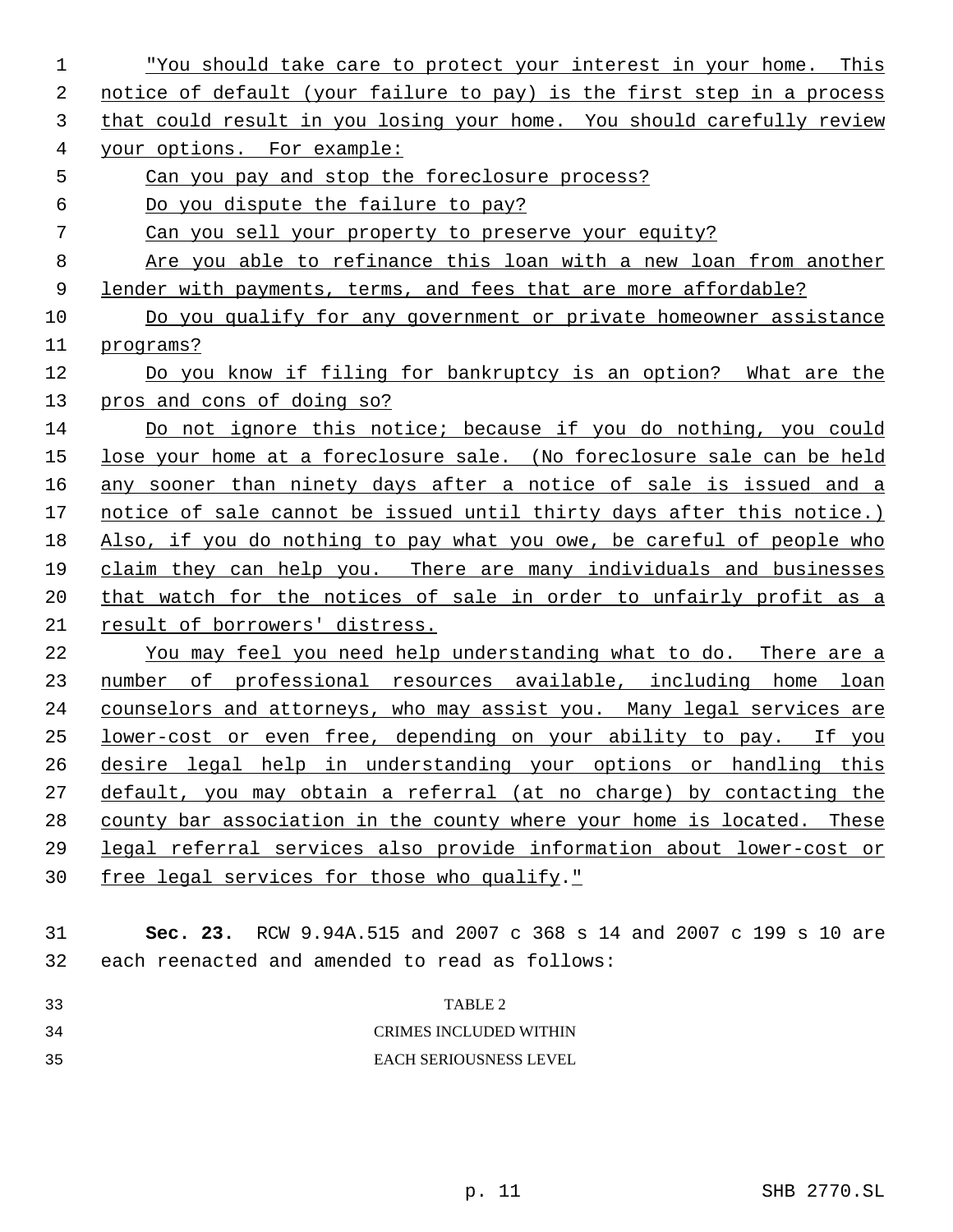"You should take care to protect your interest in your home. This notice of default (your failure to pay) is the first step in a process that could result in you losing your home. You should carefully review your options. For example:

Can you pay and stop the foreclosure process?

Do you dispute the failure to pay?

Can you sell your property to preserve your equity?

Are you able to refinance this loan with a new loan from another lender with payments, terms, and fees that are more affordable?

Do you qualify for any government or private homeowner assistance programs?

Do you know if filing for bankruptcy is an option? What are the pros and cons of doing so?

Do not ignore this notice; because if you do nothing, you could lose your home at a foreclosure sale. (No foreclosure sale can be held any sooner than ninety days after a notice of sale is issued and a notice of sale cannot be issued until thirty days after this notice.) Also, if you do nothing to pay what you owe, be careful of people who claim they can help you. There are many individuals and businesses that watch for the notices of sale in order to unfairly profit as a result of borrowers' distress.

You may feel you need help understanding what to do. There are a number of professional resources available, including home loan counselors and attorneys, who may assist you. Many legal services are lower-cost or even free, depending on your ability to pay. If you desire legal help in understanding your options or handling this default, you may obtain a referral (at no charge) by contacting the county bar association in the county where your home is located. These legal referral services also provide information about lower-cost or free legal services for those who qualify."

**Sec. 23.** RCW 9.94A.515 and 2007 c 368 s 14 and 2007 c 199 s 10 are each reenacted and amended to read as follows:

TABLE 2

CRIMES INCLUDED WITHIN

EACH SERIOUSNESS LEVEL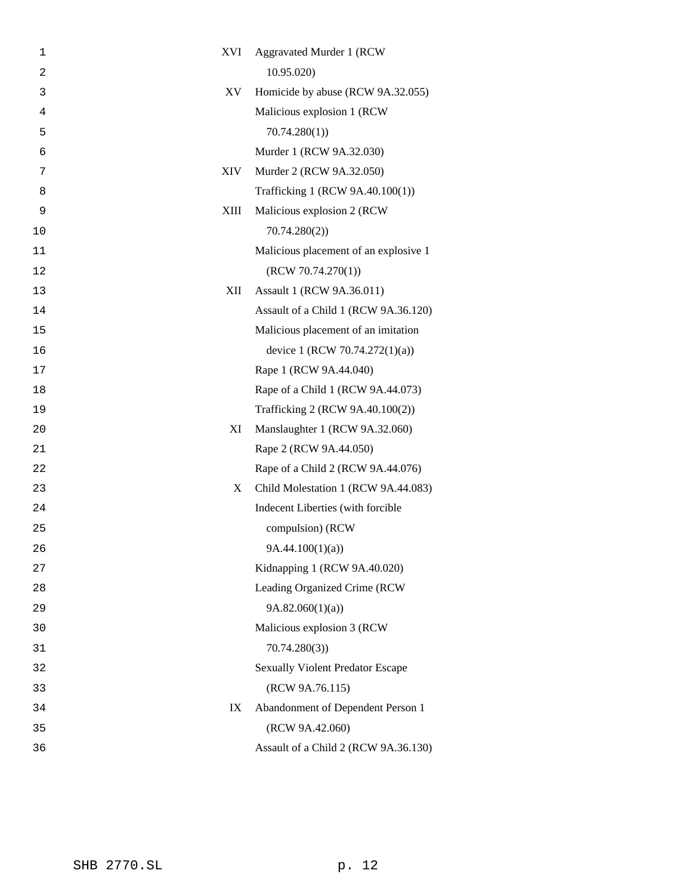| | |
|---|---|
| XVI | Aggravated Murder 1 (RCW 10.95.020) |
| XV | Homicide by abuse (RCW 9A.32.055) |
| | Malicious explosion 1 (RCW 70.74.280(1)) |
| | Murder 1 (RCW 9A.32.030) |
| XIV | Murder 2 (RCW 9A.32.050) |
| | Trafficking 1 (RCW 9A.40.100(1)) |
| XIII | Malicious explosion 2 (RCW 70.74.280(2)) |
| | Malicious placement of an explosive 1 (RCW 70.74.270(1)) |
| XII | Assault 1 (RCW 9A.36.011) |
| | Assault of a Child 1 (RCW 9A.36.120) |
| | Malicious placement of an imitation device 1 (RCW 70.74.272(1)(a)) |
| | Rape 1 (RCW 9A.44.040) |
| | Rape of a Child 1 (RCW 9A.44.073) |
| | Trafficking 2 (RCW 9A.40.100(2)) |
| XI | Manslaughter 1 (RCW 9A.32.060) |
| | Rape 2 (RCW 9A.44.050) |
| | Rape of a Child 2 (RCW 9A.44.076) |
| X | Child Molestation 1 (RCW 9A.44.083) |
| | Indecent Liberties (with forcible compulsion) (RCW 9A.44.100(1)(a)) |
| | Kidnapping 1 (RCW 9A.40.020) |
| | Leading Organized Crime (RCW 9A.82.060(1)(a)) |
| | Malicious explosion 3 (RCW 70.74.280(3)) |
| | Sexually Violent Predator Escape (RCW 9A.76.115) |
| IX | Abandonment of Dependent Person 1 (RCW 9A.42.060) |
| | Assault of a Child 2 (RCW 9A.36.130) |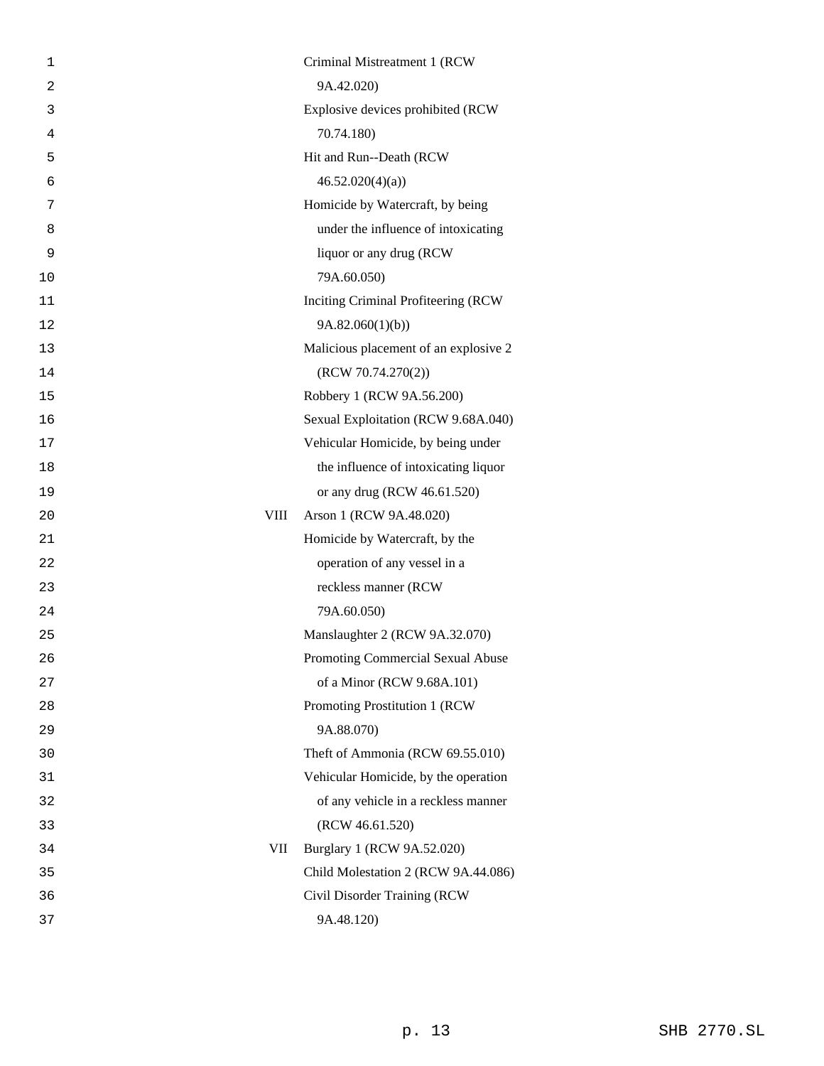| | |
|---|---|
| | Criminal Mistreatment 1 (RCW 9A.42.020) |
| | Explosive devices prohibited (RCW 70.74.180) |
| | Hit and Run--Death (RCW 46.52.020(4)(a)) |
| | Homicide by Watercraft, by being under the influence of intoxicating liquor or any drug (RCW 79A.60.050) |
| | Inciting Criminal Profiteering (RCW 9A.82.060(1)(b)) |
| | Malicious placement of an explosive 2 (RCW 70.74.270(2)) |
| | Robbery 1 (RCW 9A.56.200) |
| | Sexual Exploitation (RCW 9.68A.040) |
| | Vehicular Homicide, by being under the influence of intoxicating liquor or any drug (RCW 46.61.520) |
| VIII | Arson 1 (RCW 9A.48.020) |
| | Homicide by Watercraft, by the operation of any vessel in a reckless manner (RCW 79A.60.050) |
| | Manslaughter 2 (RCW 9A.32.070) |
| | Promoting Commercial Sexual Abuse of a Minor (RCW 9.68A.101) |
| | Promoting Prostitution 1 (RCW 9A.88.070) |
| | Theft of Ammonia (RCW 69.55.010) |
| | Vehicular Homicide, by the operation of any vehicle in a reckless manner (RCW 46.61.520) |
| VII | Burglary 1 (RCW 9A.52.020) |
| | Child Molestation 2 (RCW 9A.44.086) |
| | Civil Disorder Training (RCW 9A.48.120) |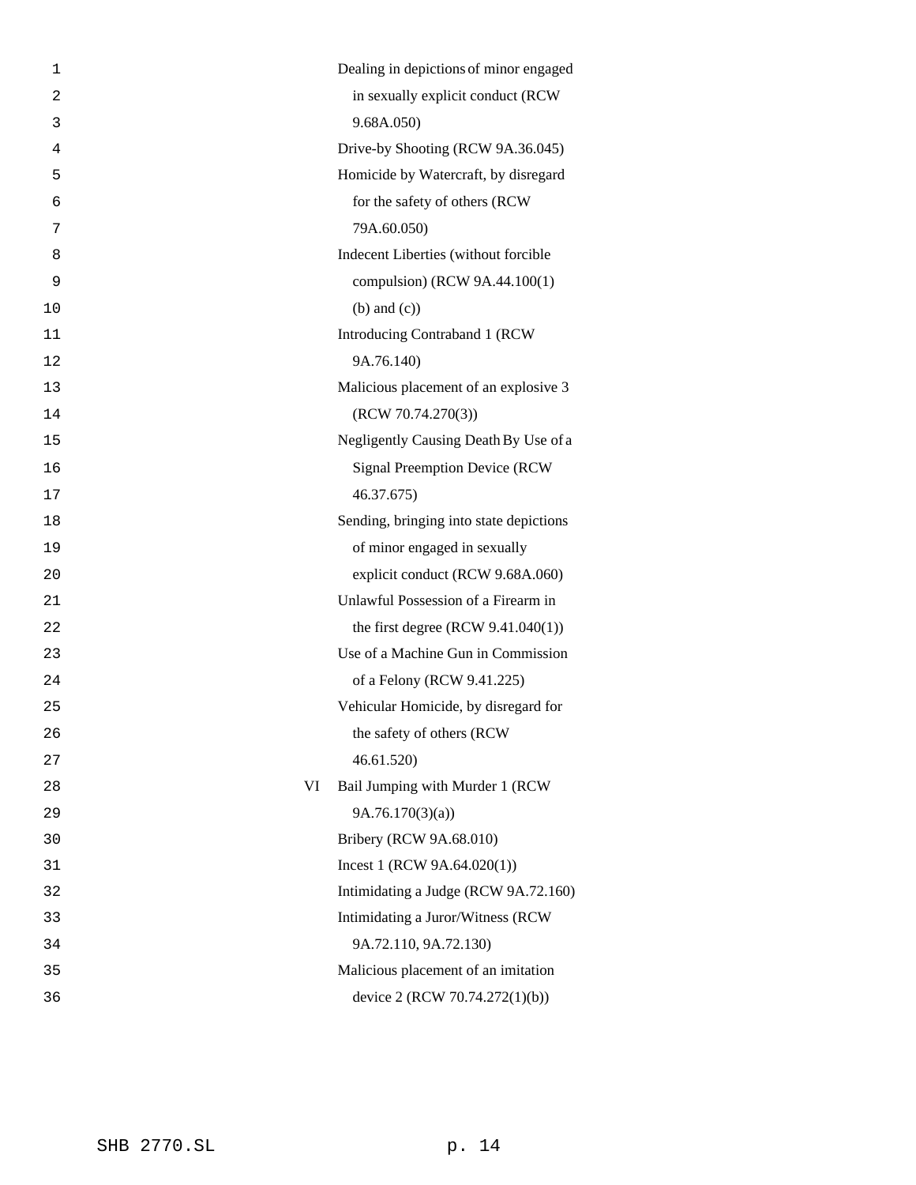| | |
|---|---|
| | Dealing in depictions of minor engaged in sexually explicit conduct (RCW 9.68A.050) |
| | Drive-by Shooting (RCW 9A.36.045) |
| | Homicide by Watercraft, by disregard for the safety of others (RCW 79A.60.050) |
| | Indecent Liberties (without forcible compulsion) (RCW 9A.44.100(1) (b) and (c)) |
| | Introducing Contraband 1 (RCW 9A.76.140) |
| | Malicious placement of an explosive 3 (RCW 70.74.270(3)) |
| | Negligently Causing Death By Use of a Signal Preemption Device (RCW 46.37.675) |
| | Sending, bringing into state depictions of minor engaged in sexually explicit conduct (RCW 9.68A.060) |
| | Unlawful Possession of a Firearm in the first degree (RCW 9.41.040(1)) |
| | Use of a Machine Gun in Commission of a Felony (RCW 9.41.225) |
| | Vehicular Homicide, by disregard for the safety of others (RCW 46.61.520) |
| VI | Bail Jumping with Murder 1 (RCW 9A.76.170(3)(a)) |
| | Bribery (RCW 9A.68.010) |
| | Incest 1 (RCW 9A.64.020(1)) |
| | Intimidating a Judge (RCW 9A.72.160) |
| | Intimidating a Juror/Witness (RCW 9A.72.110, 9A.72.130) |
| | Malicious placement of an imitation device 2 (RCW 70.74.272(1)(b)) |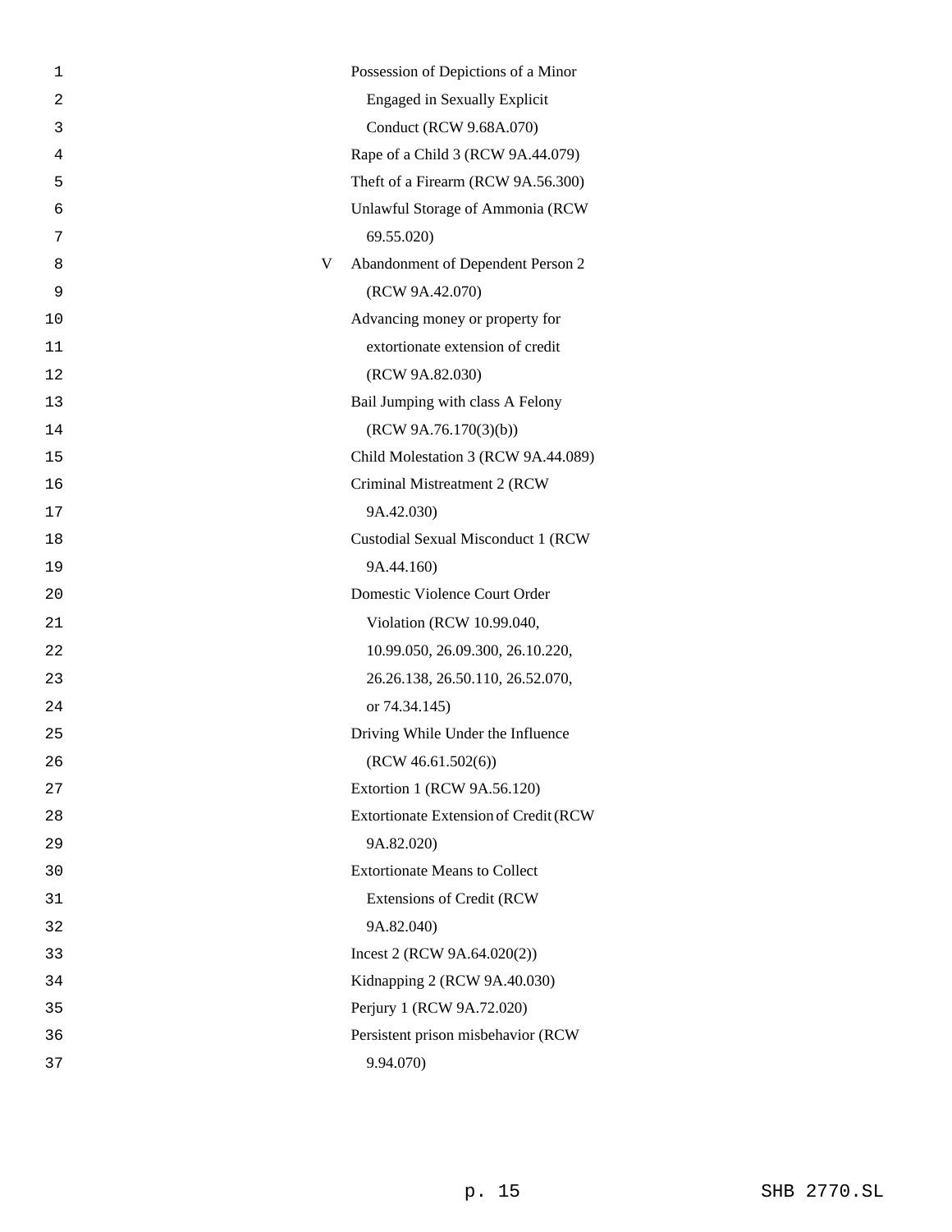Possession of Depictions of a Minor Engaged in Sexually Explicit Conduct (RCW 9.68A.070)

Rape of a Child 3 (RCW 9A.44.079)

Theft of a Firearm (RCW 9A.56.300)

Unlawful Storage of Ammonia (RCW 69.55.020)

V Abandonment of Dependent Person 2 (RCW 9A.42.070)

Advancing money or property for extortionate extension of credit (RCW 9A.82.030)

Bail Jumping with class A Felony (RCW 9A.76.170(3)(b))

Child Molestation 3 (RCW 9A.44.089)

Criminal Mistreatment 2 (RCW 9A.42.030)

Custodial Sexual Misconduct 1 (RCW 9A.44.160)

Domestic Violence Court Order Violation (RCW 10.99.040, 10.99.050, 26.09.300, 26.10.220, 26.26.138, 26.50.110, 26.52.070, or 74.34.145)

Driving While Under the Influence (RCW 46.61.502(6))

Extortion 1 (RCW 9A.56.120)

Extortionate Extension of Credit (RCW 9A.82.020)

Extortionate Means to Collect Extensions of Credit (RCW 9A.82.040)

Incest 2 (RCW 9A.64.020(2))

Kidnapping 2 (RCW 9A.40.030)

Perjury 1 (RCW 9A.72.020)

Persistent prison misbehavior (RCW 9.94.070)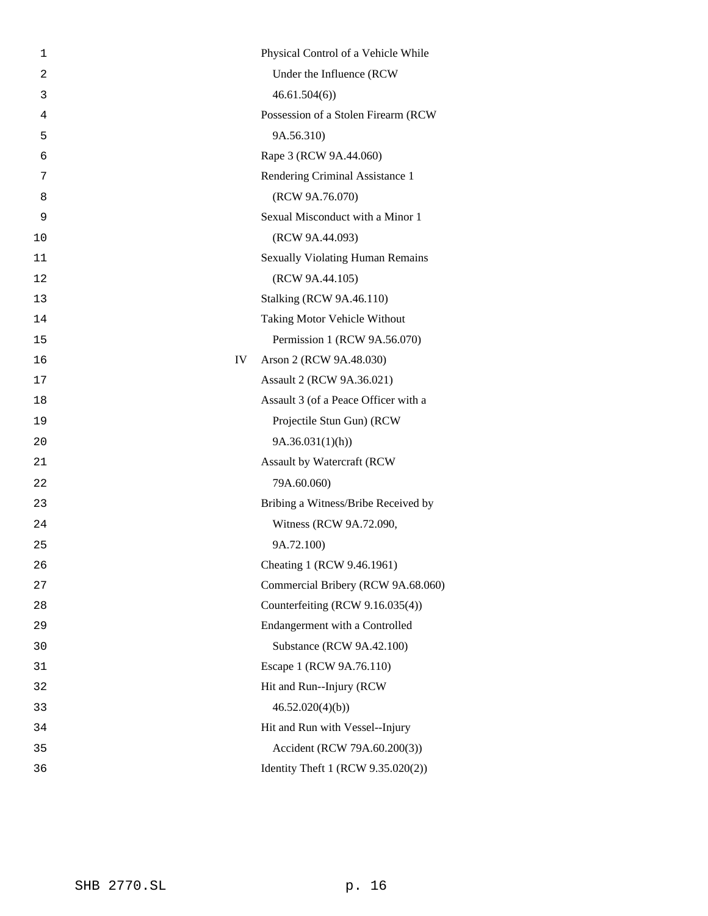| | |
|---|---|
| | Physical Control of a Vehicle While Under the Influence (RCW 46.61.504(6)) |
| | Possession of a Stolen Firearm (RCW 9A.56.310) |
| | Rape 3 (RCW 9A.44.060) |
| | Rendering Criminal Assistance 1 (RCW 9A.76.070) |
| | Sexual Misconduct with a Minor 1 (RCW 9A.44.093) |
| | Sexually Violating Human Remains (RCW 9A.44.105) |
| | Stalking (RCW 9A.46.110) |
| | Taking Motor Vehicle Without Permission 1 (RCW 9A.56.070) |
| IV | Arson 2 (RCW 9A.48.030) |
| | Assault 2 (RCW 9A.36.021) |
| | Assault 3 (of a Peace Officer with a Projectile Stun Gun) (RCW 9A.36.031(1)(h)) |
| | Assault by Watercraft (RCW 79A.60.060) |
| | Bribing a Witness/Bribe Received by Witness (RCW 9A.72.090, 9A.72.100) |
| | Cheating 1 (RCW 9.46.1961) |
| | Commercial Bribery (RCW 9A.68.060) |
| | Counterfeiting (RCW 9.16.035(4)) |
| | Endangerment with a Controlled Substance (RCW 9A.42.100) |
| | Escape 1 (RCW 9A.76.110) |
| | Hit and Run--Injury (RCW 46.52.020(4)(b)) |
| | Hit and Run with Vessel--Injury Accident (RCW 79A.60.200(3)) |
| | Identity Theft 1 (RCW 9.35.020(2)) |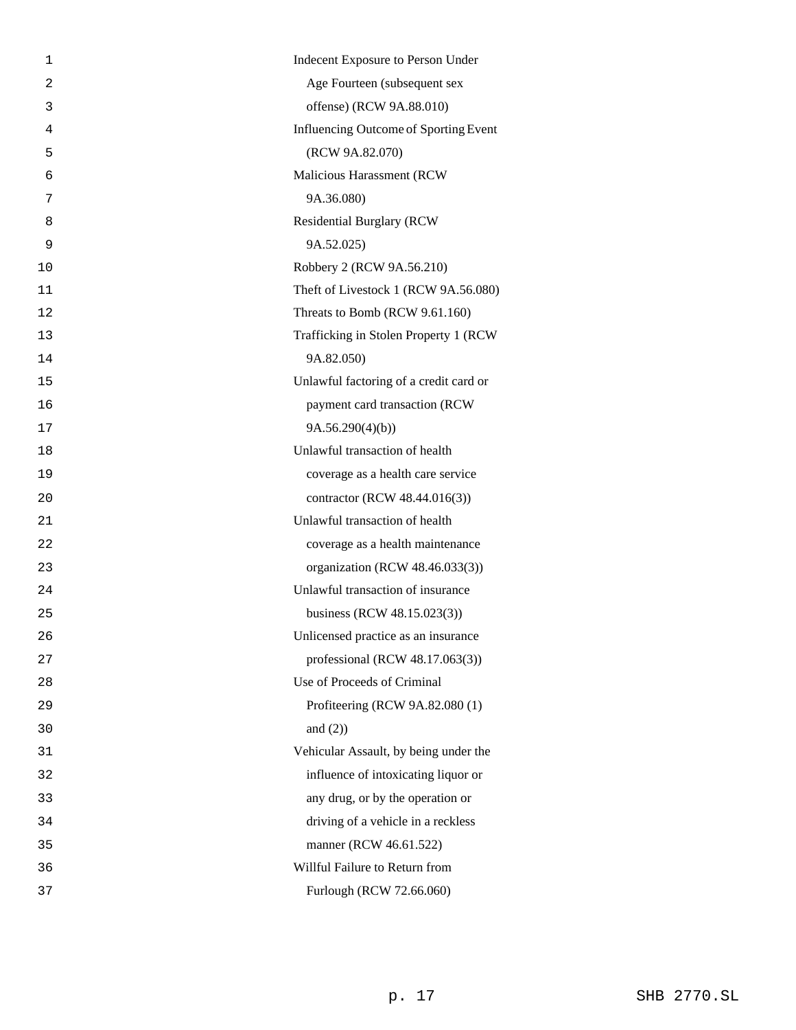Indecent Exposure to Person Under Age Fourteen (subsequent sex offense) (RCW 9A.88.010)

Influencing Outcome of Sporting Event (RCW 9A.82.070)

Malicious Harassment (RCW 9A.36.080)

Residential Burglary (RCW 9A.52.025)

Robbery 2 (RCW 9A.56.210)

Theft of Livestock 1 (RCW 9A.56.080)

Threats to Bomb (RCW 9.61.160)

Trafficking in Stolen Property 1 (RCW 9A.82.050)

Unlawful factoring of a credit card or payment card transaction (RCW 9A.56.290(4)(b))

Unlawful transaction of health coverage as a health care service contractor (RCW 48.44.016(3))

Unlawful transaction of health coverage as a health maintenance organization (RCW 48.46.033(3))

Unlawful transaction of insurance business (RCW 48.15.023(3))

Unlicensed practice as an insurance professional (RCW 48.17.063(3))

Use of Proceeds of Criminal Profiteering (RCW 9A.82.080 (1) and (2))

Vehicular Assault, by being under the influence of intoxicating liquor or any drug, or by the operation or driving of a vehicle in a reckless manner (RCW 46.61.522)

Willful Failure to Return from Furlough (RCW 72.66.060)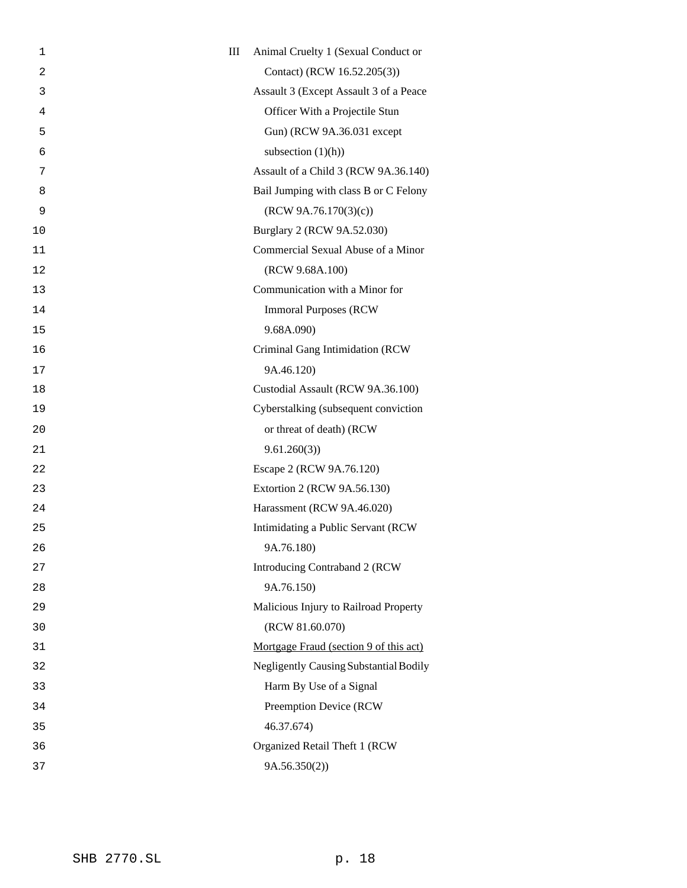| | |
|---|---|
| III | Animal Cruelty 1 (Sexual Conduct or Contact) (RCW 16.52.205(3)) |
| | Assault 3 (Except Assault 3 of a Peace Officer With a Projectile Stun Gun) (RCW 9A.36.031 except subsection (1)(h)) |
| | Assault of a Child 3 (RCW 9A.36.140) |
| | Bail Jumping with class B or C Felony (RCW 9A.76.170(3)(c)) |
| | Burglary 2 (RCW 9A.52.030) |
| | Commercial Sexual Abuse of a Minor (RCW 9.68A.100) |
| | Communication with a Minor for Immoral Purposes (RCW 9.68A.090) |
| | Criminal Gang Intimidation (RCW 9A.46.120) |
| | Custodial Assault (RCW 9A.36.100) |
| | Cyberstalking (subsequent conviction or threat of death) (RCW 9.61.260(3)) |
| | Escape 2 (RCW 9A.76.120) |
| | Extortion 2 (RCW 9A.56.130) |
| | Harassment (RCW 9A.46.020) |
| | Intimidating a Public Servant (RCW 9A.76.180) |
| | Introducing Contraband 2 (RCW 9A.76.150) |
| | Malicious Injury to Railroad Property (RCW 81.60.070) |
| | Mortgage Fraud (section 9 of this act) |
| | Negligently Causing Substantial Bodily Harm By Use of a Signal Preemption Device (RCW 46.37.674) |
| | Organized Retail Theft 1 (RCW 9A.56.350(2)) |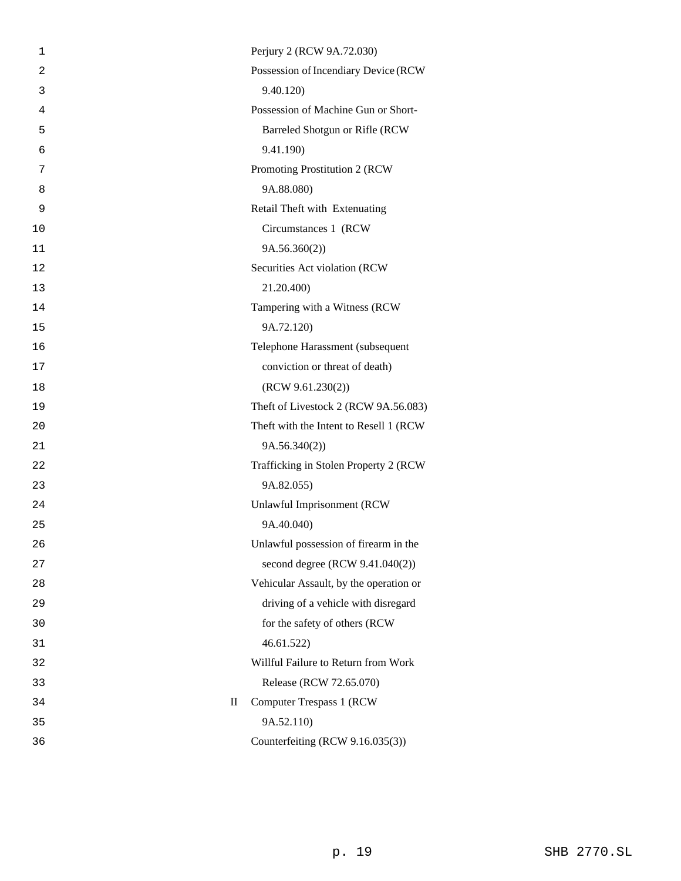Perjury 2 (RCW 9A.72.030)
Possession of Incendiary Device (RCW 9.40.120)
Possession of Machine Gun or Short-Barreled Shotgun or Rifle (RCW 9.41.190)
Promoting Prostitution 2 (RCW 9A.88.080)
Retail Theft with Extenuating Circumstances 1 (RCW 9A.56.360(2))
Securities Act violation (RCW 21.20.400)
Tampering with a Witness (RCW 9A.72.120)
Telephone Harassment (subsequent conviction or threat of death) (RCW 9.61.230(2))
Theft of Livestock 2 (RCW 9A.56.083)
Theft with the Intent to Resell 1 (RCW 9A.56.340(2))
Trafficking in Stolen Property 2 (RCW 9A.82.055)
Unlawful Imprisonment (RCW 9A.40.040)
Unlawful possession of firearm in the second degree (RCW 9.41.040(2))
Vehicular Assault, by the operation or driving of a vehicle with disregard for the safety of others (RCW 46.61.522)
Willful Failure to Return from Work Release (RCW 72.65.070)

II Computer Trespass 1 (RCW 9A.52.110)
Counterfeiting (RCW 9.16.035(3))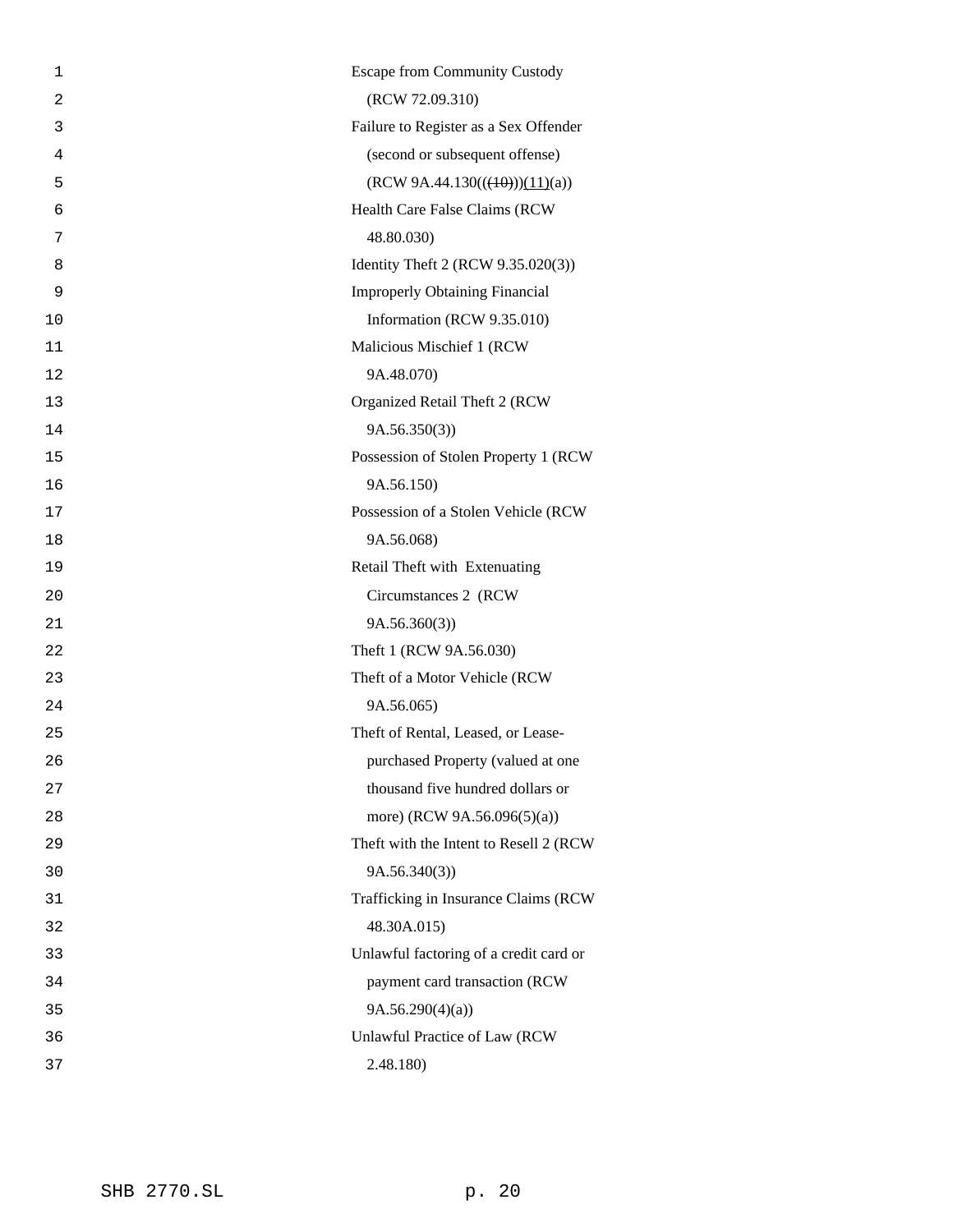Escape from Community Custody (RCW 72.09.310)

Failure to Register as a Sex Offender (second or subsequent offense) (RCW 9A.44.130(((10)))(11)(a))

Health Care False Claims (RCW 48.80.030)

Identity Theft 2 (RCW 9.35.020(3))

Improperly Obtaining Financial Information (RCW 9.35.010)

Malicious Mischief 1 (RCW 9A.48.070)

Organized Retail Theft 2 (RCW 9A.56.350(3))

Possession of Stolen Property 1 (RCW 9A.56.150)

Possession of a Stolen Vehicle (RCW 9A.56.068)

Retail Theft with Extenuating Circumstances 2 (RCW 9A.56.360(3))

Theft 1 (RCW 9A.56.030)

Theft of a Motor Vehicle (RCW 9A.56.065)

Theft of Rental, Leased, or Lease-purchased Property (valued at one thousand five hundred dollars or more) (RCW 9A.56.096(5)(a))

Theft with the Intent to Resell 2 (RCW 9A.56.340(3))

Trafficking in Insurance Claims (RCW 48.30A.015)

Unlawful factoring of a credit card or payment card transaction (RCW 9A.56.290(4)(a))

Unlawful Practice of Law (RCW 2.48.180)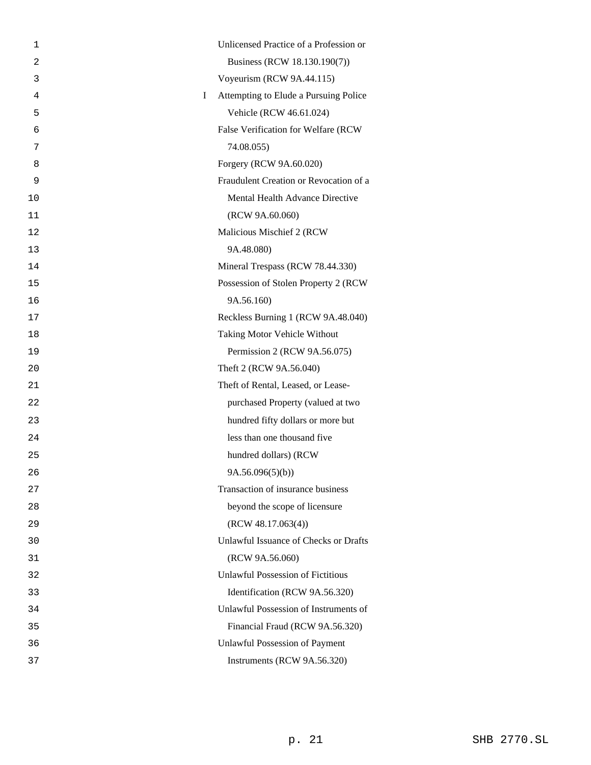| | |
|---|---|
| | Unlicensed Practice of a Profession or Business (RCW 18.130.190(7)) |
| | Voyeurism (RCW 9A.44.115) |
| I | Attempting to Elude a Pursuing Police Vehicle (RCW 46.61.024) |
| | False Verification for Welfare (RCW 74.08.055) |
| | Forgery (RCW 9A.60.020) |
| | Fraudulent Creation or Revocation of a Mental Health Advance Directive (RCW 9A.60.060) |
| | Malicious Mischief 2 (RCW 9A.48.080) |
| | Mineral Trespass (RCW 78.44.330) |
| | Possession of Stolen Property 2 (RCW 9A.56.160) |
| | Reckless Burning 1 (RCW 9A.48.040) |
| | Taking Motor Vehicle Without Permission 2 (RCW 9A.56.075) |
| | Theft 2 (RCW 9A.56.040) |
| | Theft of Rental, Leased, or Lease-purchased Property (valued at two hundred fifty dollars or more but less than one thousand five hundred dollars) (RCW 9A.56.096(5)(b)) |
| | Transaction of insurance business beyond the scope of licensure (RCW 48.17.063(4)) |
| | Unlawful Issuance of Checks or Drafts (RCW 9A.56.060) |
| | Unlawful Possession of Fictitious Identification (RCW 9A.56.320) |
| | Unlawful Possession of Instruments of Financial Fraud (RCW 9A.56.320) |
| | Unlawful Possession of Payment Instruments (RCW 9A.56.320) |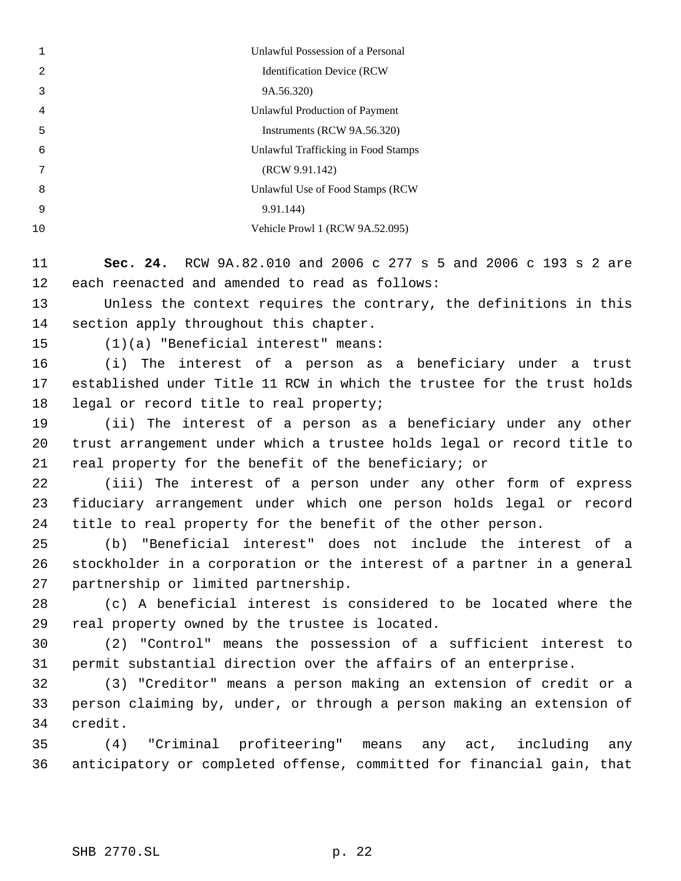Unlawful Possession of a Personal Identification Device (RCW 9A.56.320)

Unlawful Production of Payment Instruments (RCW 9A.56.320)

Unlawful Trafficking in Food Stamps (RCW 9.91.142)

Unlawful Use of Food Stamps (RCW 9.91.144)

Vehicle Prowl 1 (RCW 9A.52.095)

**Sec. 24.** RCW 9A.82.010 and 2006 c 277 s 5 and 2006 c 193 s 2 are each reenacted and amended to read as follows:

Unless the context requires the contrary, the definitions in this section apply throughout this chapter.

(1)(a) "Beneficial interest" means:

(i) The interest of a person as a beneficiary under a trust established under Title 11 RCW in which the trustee for the trust holds legal or record title to real property;

(ii) The interest of a person as a beneficiary under any other trust arrangement under which a trustee holds legal or record title to real property for the benefit of the beneficiary; or

(iii) The interest of a person under any other form of express fiduciary arrangement under which one person holds legal or record title to real property for the benefit of the other person.

(b) "Beneficial interest" does not include the interest of a stockholder in a corporation or the interest of a partner in a general partnership or limited partnership.

(c) A beneficial interest is considered to be located where the real property owned by the trustee is located.

(2) "Control" means the possession of a sufficient interest to permit substantial direction over the affairs of an enterprise.

(3) "Creditor" means a person making an extension of credit or a person claiming by, under, or through a person making an extension of credit.

(4) "Criminal profiteering" means any act, including any anticipatory or completed offense, committed for financial gain, that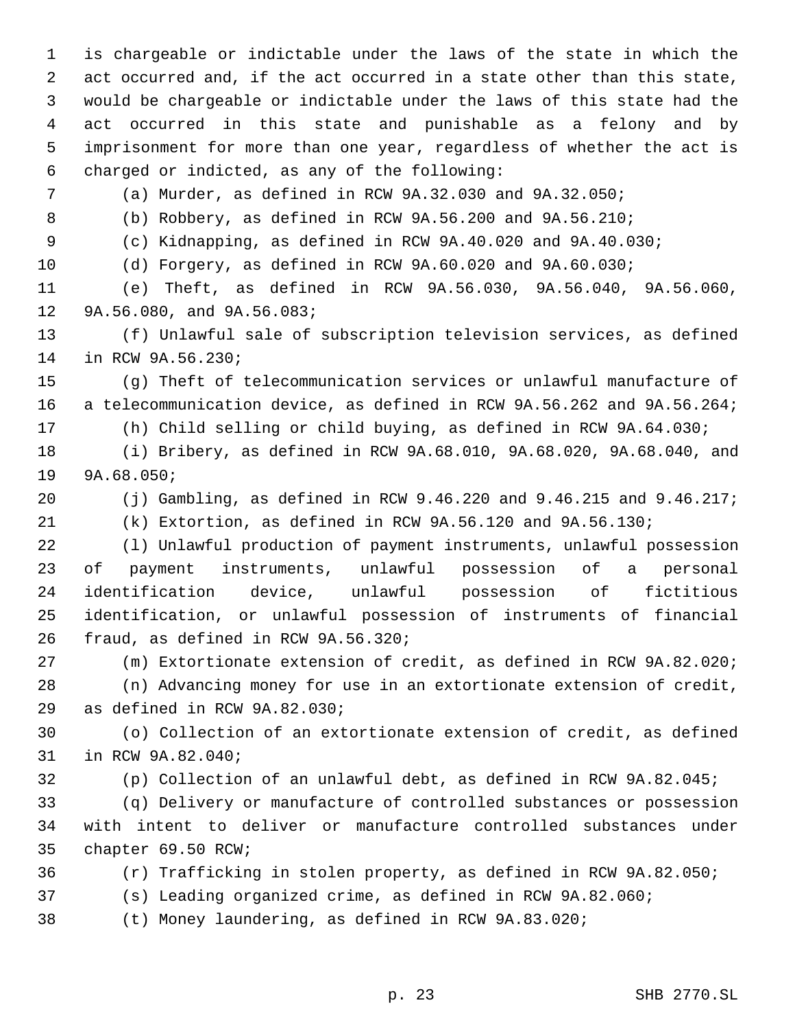is chargeable or indictable under the laws of the state in which the act occurred and, if the act occurred in a state other than this state, would be chargeable or indictable under the laws of this state had the act occurred in this state and punishable as a felony and by imprisonment for more than one year, regardless of whether the act is charged or indicted, as any of the following:

(a) Murder, as defined in RCW 9A.32.030 and 9A.32.050;

(b) Robbery, as defined in RCW 9A.56.200 and 9A.56.210;

(c) Kidnapping, as defined in RCW 9A.40.020 and 9A.40.030;

(d) Forgery, as defined in RCW 9A.60.020 and 9A.60.030;

(e) Theft, as defined in RCW 9A.56.030, 9A.56.040, 9A.56.060, 9A.56.080, and 9A.56.083;

(f) Unlawful sale of subscription television services, as defined in RCW 9A.56.230;

(g) Theft of telecommunication services or unlawful manufacture of a telecommunication device, as defined in RCW 9A.56.262 and 9A.56.264;

(h) Child selling or child buying, as defined in RCW 9A.64.030;

(i) Bribery, as defined in RCW 9A.68.010, 9A.68.020, 9A.68.040, and 9A.68.050;

(j) Gambling, as defined in RCW 9.46.220 and 9.46.215 and 9.46.217;

(k) Extortion, as defined in RCW 9A.56.120 and 9A.56.130;

(l) Unlawful production of payment instruments, unlawful possession of payment instruments, unlawful possession of a personal identification device, unlawful possession of fictitious identification, or unlawful possession of instruments of financial fraud, as defined in RCW 9A.56.320;

(m) Extortionate extension of credit, as defined in RCW 9A.82.020;

(n) Advancing money for use in an extortionate extension of credit, as defined in RCW 9A.82.030;

(o) Collection of an extortionate extension of credit, as defined in RCW 9A.82.040;

(p) Collection of an unlawful debt, as defined in RCW 9A.82.045;

(q) Delivery or manufacture of controlled substances or possession with intent to deliver or manufacture controlled substances under chapter 69.50 RCW;

(r) Trafficking in stolen property, as defined in RCW 9A.82.050;

(s) Leading organized crime, as defined in RCW 9A.82.060;

(t) Money laundering, as defined in RCW 9A.83.020;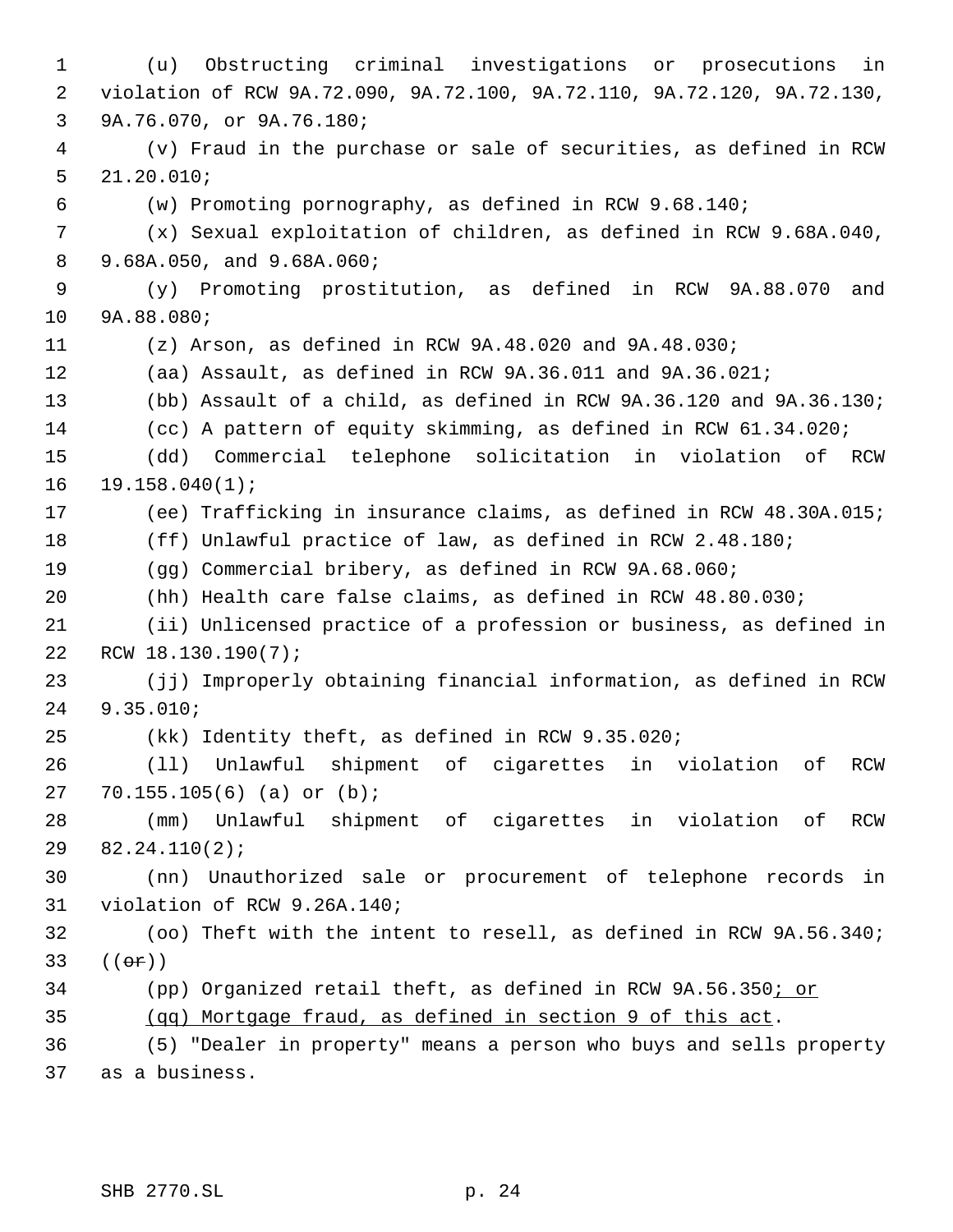(u) Obstructing criminal investigations or prosecutions in violation of RCW 9A.72.090, 9A.72.100, 9A.72.110, 9A.72.120, 9A.72.130, 9A.76.070, or 9A.76.180;

(v) Fraud in the purchase or sale of securities, as defined in RCW 21.20.010;

(w) Promoting pornography, as defined in RCW 9.68.140;

(x) Sexual exploitation of children, as defined in RCW 9.68A.040, 9.68A.050, and 9.68A.060;

(y) Promoting prostitution, as defined in RCW 9A.88.070 and 9A.88.080;

(z) Arson, as defined in RCW 9A.48.020 and 9A.48.030;

(aa) Assault, as defined in RCW 9A.36.011 and 9A.36.021;

(bb) Assault of a child, as defined in RCW 9A.36.120 and 9A.36.130;

(cc) A pattern of equity skimming, as defined in RCW 61.34.020;

(dd) Commercial telephone solicitation in violation of RCW 19.158.040(1);

(ee) Trafficking in insurance claims, as defined in RCW 48.30A.015;

(ff) Unlawful practice of law, as defined in RCW 2.48.180;

(gg) Commercial bribery, as defined in RCW 9A.68.060;

(hh) Health care false claims, as defined in RCW 48.80.030;

(ii) Unlicensed practice of a profession or business, as defined in RCW 18.130.190(7);

(jj) Improperly obtaining financial information, as defined in RCW 9.35.010;

(kk) Identity theft, as defined in RCW 9.35.020;

(ll) Unlawful shipment of cigarettes in violation of RCW 70.155.105(6) (a) or (b);

(mm) Unlawful shipment of cigarettes in violation of RCW 82.24.110(2);

(nn) Unauthorized sale or procurement of telephone records in violation of RCW 9.26A.140;

(oo) Theft with the intent to resell, as defined in RCW 9A.56.340; ((~~or~~))

(pp) Organized retail theft, as defined in RCW 9A.56.350; or

(qq) Mortgage fraud, as defined in section 9 of this act.

(5) "Dealer in property" means a person who buys and sells property as a business.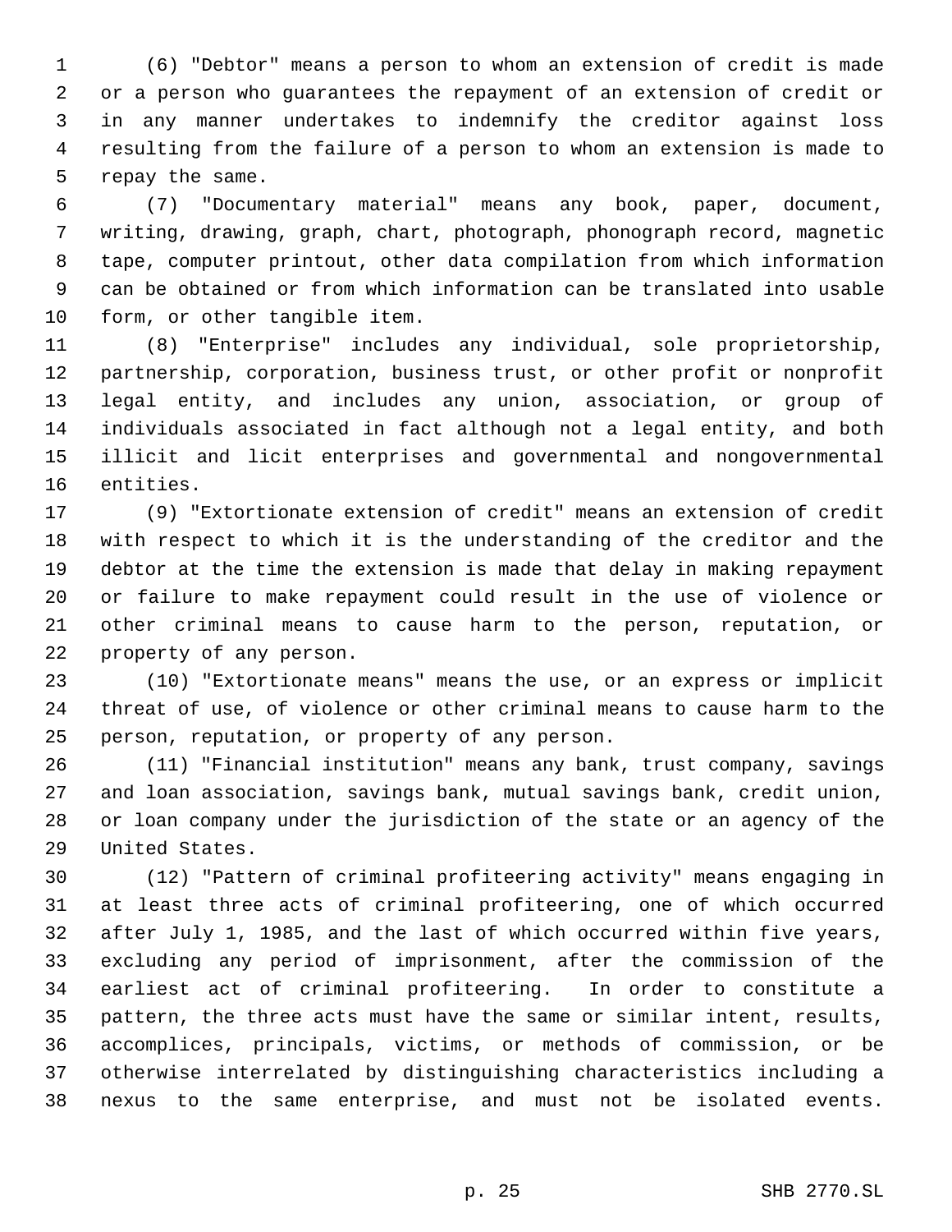(6) "Debtor" means a person to whom an extension of credit is made or a person who guarantees the repayment of an extension of credit or in any manner undertakes to indemnify the creditor against loss resulting from the failure of a person to whom an extension is made to repay the same.

(7) "Documentary material" means any book, paper, document, writing, drawing, graph, chart, photograph, phonograph record, magnetic tape, computer printout, other data compilation from which information can be obtained or from which information can be translated into usable form, or other tangible item.

(8) "Enterprise" includes any individual, sole proprietorship, partnership, corporation, business trust, or other profit or nonprofit legal entity, and includes any union, association, or group of individuals associated in fact although not a legal entity, and both illicit and licit enterprises and governmental and nongovernmental entities.

(9) "Extortionate extension of credit" means an extension of credit with respect to which it is the understanding of the creditor and the debtor at the time the extension is made that delay in making repayment or failure to make repayment could result in the use of violence or other criminal means to cause harm to the person, reputation, or property of any person.

(10) "Extortionate means" means the use, or an express or implicit threat of use, of violence or other criminal means to cause harm to the person, reputation, or property of any person.

(11) "Financial institution" means any bank, trust company, savings and loan association, savings bank, mutual savings bank, credit union, or loan company under the jurisdiction of the state or an agency of the United States.

(12) "Pattern of criminal profiteering activity" means engaging in at least three acts of criminal profiteering, one of which occurred after July 1, 1985, and the last of which occurred within five years, excluding any period of imprisonment, after the commission of the earliest act of criminal profiteering. In order to constitute a pattern, the three acts must have the same or similar intent, results, accomplices, principals, victims, or methods of commission, or be otherwise interrelated by distinguishing characteristics including a nexus to the same enterprise, and must not be isolated events.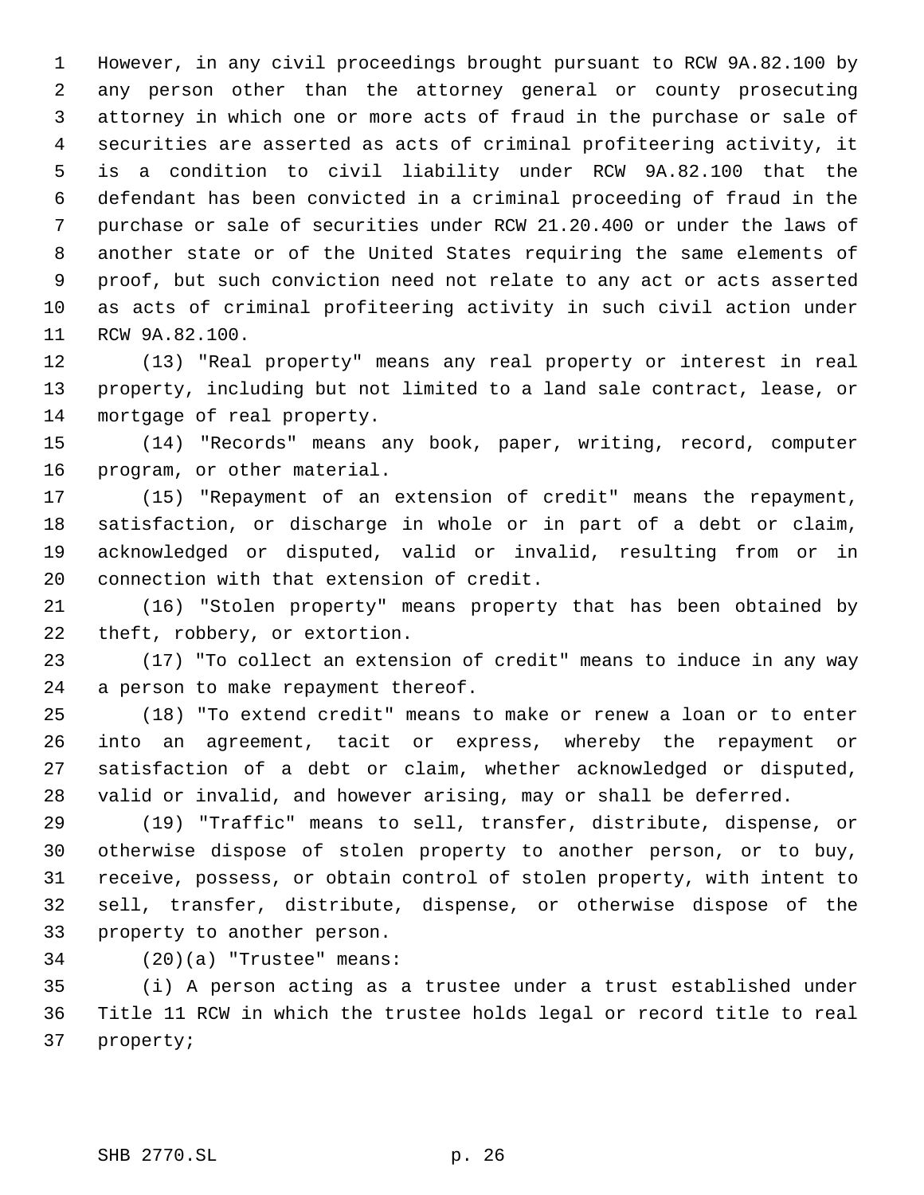However, in any civil proceedings brought pursuant to RCW 9A.82.100 by any person other than the attorney general or county prosecuting attorney in which one or more acts of fraud in the purchase or sale of securities are asserted as acts of criminal profiteering activity, it is a condition to civil liability under RCW 9A.82.100 that the defendant has been convicted in a criminal proceeding of fraud in the purchase or sale of securities under RCW 21.20.400 or under the laws of another state or of the United States requiring the same elements of proof, but such conviction need not relate to any act or acts asserted as acts of criminal profiteering activity in such civil action under RCW 9A.82.100.

(13) "Real property" means any real property or interest in real property, including but not limited to a land sale contract, lease, or mortgage of real property.

(14) "Records" means any book, paper, writing, record, computer program, or other material.

(15) "Repayment of an extension of credit" means the repayment, satisfaction, or discharge in whole or in part of a debt or claim, acknowledged or disputed, valid or invalid, resulting from or in connection with that extension of credit.

(16) "Stolen property" means property that has been obtained by theft, robbery, or extortion.

(17) "To collect an extension of credit" means to induce in any way a person to make repayment thereof.

(18) "To extend credit" means to make or renew a loan or to enter into an agreement, tacit or express, whereby the repayment or satisfaction of a debt or claim, whether acknowledged or disputed, valid or invalid, and however arising, may or shall be deferred.

(19) "Traffic" means to sell, transfer, distribute, dispense, or otherwise dispose of stolen property to another person, or to buy, receive, possess, or obtain control of stolen property, with intent to sell, transfer, distribute, dispense, or otherwise dispose of the property to another person.

(20)(a) "Trustee" means:

(i) A person acting as a trustee under a trust established under Title 11 RCW in which the trustee holds legal or record title to real property;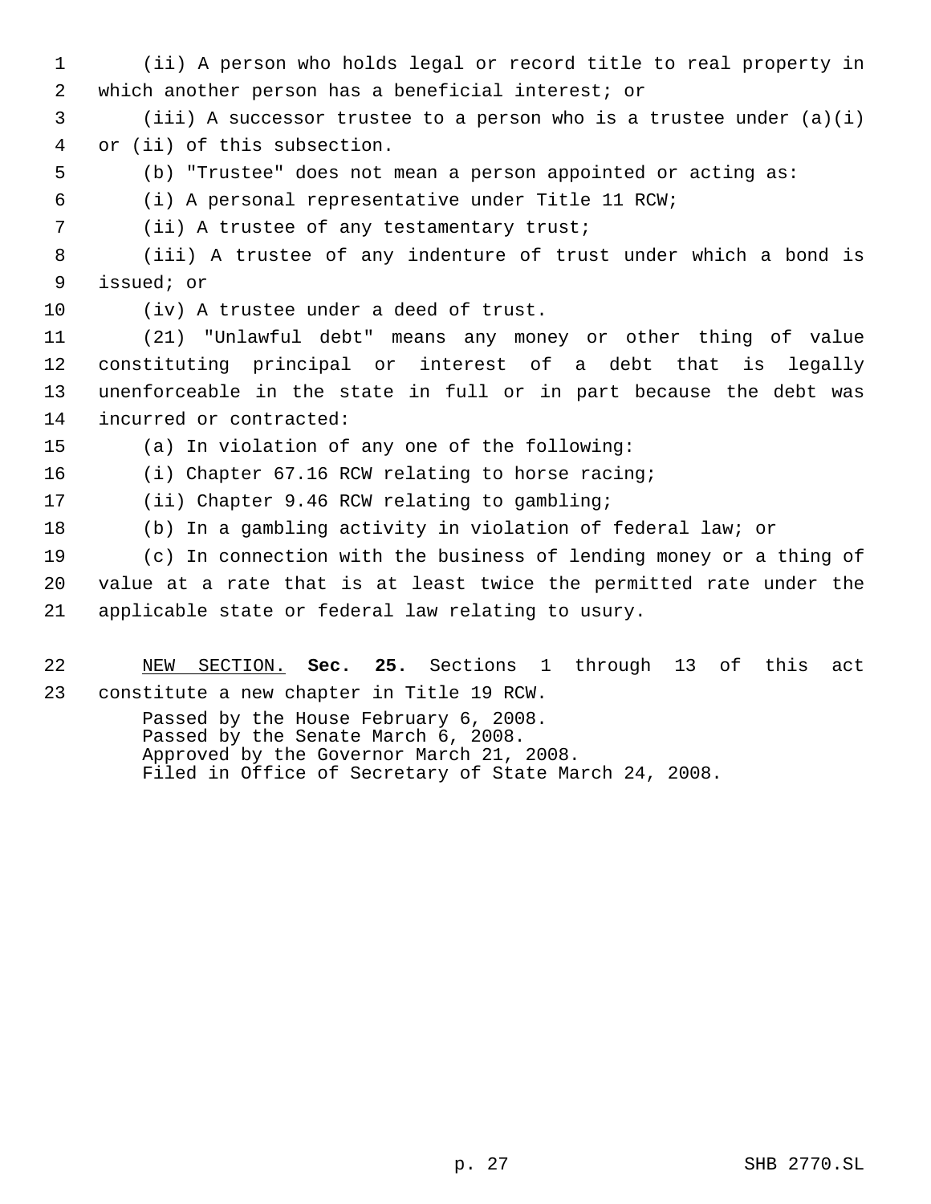(ii) A person who holds legal or record title to real property in which another person has a beneficial interest; or

(iii) A successor trustee to a person who is a trustee under (a)(i) or (ii) of this subsection.

(b) "Trustee" does not mean a person appointed or acting as:

(i) A personal representative under Title 11 RCW;

(ii) A trustee of any testamentary trust;

(iii) A trustee of any indenture of trust under which a bond is issued; or

(iv) A trustee under a deed of trust.

(21) "Unlawful debt" means any money or other thing of value constituting principal or interest of a debt that is legally unenforceable in the state in full or in part because the debt was incurred or contracted:

(a) In violation of any one of the following:

(i) Chapter 67.16 RCW relating to horse racing;

(ii) Chapter 9.46 RCW relating to gambling;

(b) In a gambling activity in violation of federal law; or

(c) In connection with the business of lending money or a thing of value at a rate that is at least twice the permitted rate under the applicable state or federal law relating to usury.

NEW SECTION. **Sec. 25.** Sections 1 through 13 of this act constitute a new chapter in Title 19 RCW.

Passed by the House February 6, 2008.
Passed by the Senate March 6, 2008.
Approved by the Governor March 21, 2008.
Filed in Office of Secretary of State March 24, 2008.